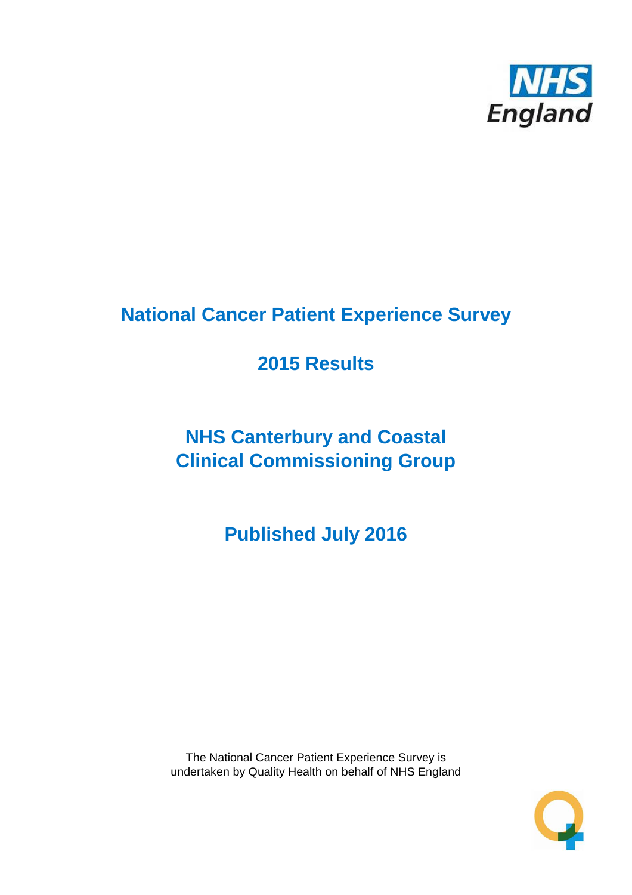# National Cancer Patient Experience Survey

## 2015 Results

## NHS Canterbury and Coastal Clinical Commissioning Group

## Published July 2016

The National Cancer Patient Experience Survey is undertaken by Quality Health on behalf of NHS England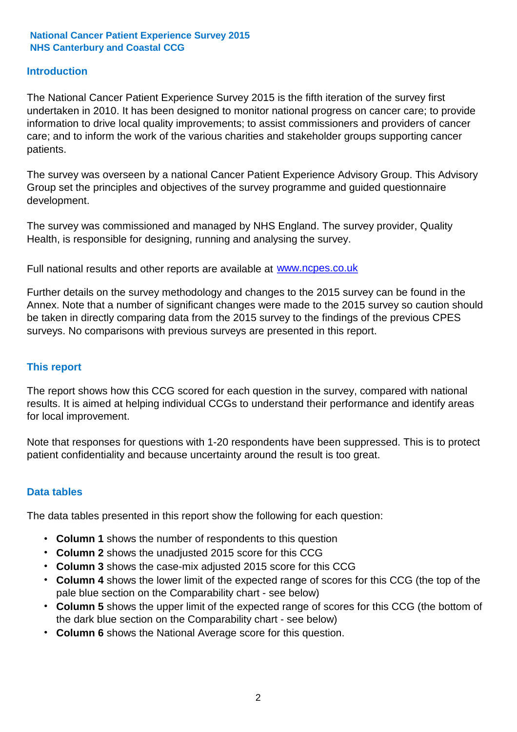National Cancer Patient Experience Survey 2015
NHS Canterbury and Coastal CCG

## Introduction

The National Cancer Patient Experience Survey 2015 is the fifth iteration of the survey first undertaken in 2010. It has been designed to monitor national progress on cancer care; to provide information to drive local quality improvements; to assist commissioners and providers of cancer care; and to inform the work of the various charities and stakeholder groups supporting cancer patients.

The survey was overseen by a national Cancer Patient Experience Advisory Group. This Advisory Group set the principles and objectives of the survey programme and guided questionnaire development.

The survey was commissioned and managed by NHS England. The survey provider, Quality Health, is responsible for designing, running and analysing the survey.

Full national results and other reports are available at www.ncpes.co.uk

Further details on the survey methodology and changes to the 2015 survey can be found in the Annex. Note that a number of significant changes were made to the 2015 survey so caution should be taken in directly comparing data from the 2015 survey to the findings of the previous CPES surveys. No comparisons with previous surveys are presented in this report.

## This report

The report shows how this CCG scored for each question in the survey, compared with national results. It is aimed at helping individual CCGs to understand their performance and identify areas for local improvement.

Note that responses for questions with 1-20 respondents have been suppressed. This is to protect patient confidentiality and because uncertainty around the result is too great.

## Data tables

The data tables presented in this report show the following for each question:

- **Column 1** shows the number of respondents to this question
- **Column 2** shows the unadjusted 2015 score for this CCG
- **Column 3** shows the case-mix adjusted 2015 score for this CCG
- **Column 4** shows the lower limit of the expected range of scores for this CCG (the top of the pale blue section on the Comparability chart - see below)
- **Column 5** shows the upper limit of the expected range of scores for this CCG (the bottom of the dark blue section on the Comparability chart - see below)
- **Column 6** shows the National Average score for this question.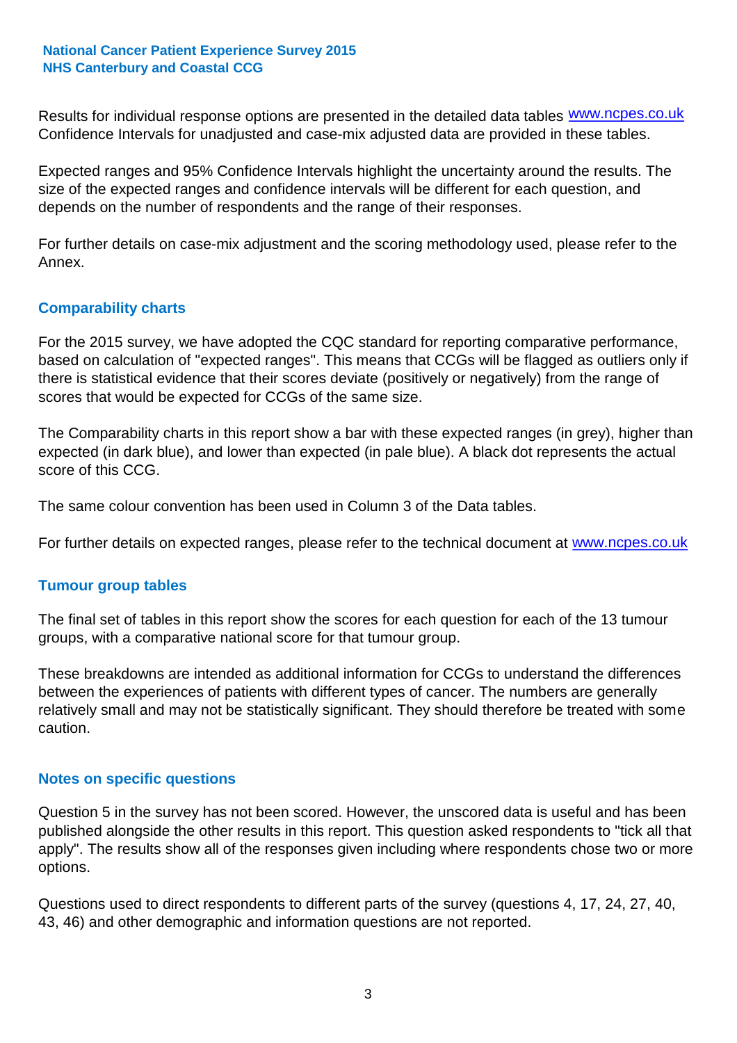Results for individual response options are presented in the detailed data tables www.ncpes.co.uk Confidence Intervals for unadjusted and case-mix adjusted data are provided in these tables.

Expected ranges and 95% Confidence Intervals highlight the uncertainty around the results. The size of the expected ranges and confidence intervals will be different for each question, and depends on the number of respondents and the range of their responses.

For further details on case-mix adjustment and the scoring methodology used, please refer to the Annex.

## Comparability charts

For the 2015 survey, we have adopted the CQC standard for reporting comparative performance, based on calculation of "expected ranges". This means that CCGs will be flagged as outliers only if there is statistical evidence that their scores deviate (positively or negatively) from the range of scores that would be expected for CCGs of the same size.

The Comparability charts in this report show a bar with these expected ranges (in grey), higher than expected (in dark blue), and lower than expected (in pale blue). A black dot represents the actual score of this CCG.

The same colour convention has been used in Column 3 of the Data tables.

For further details on expected ranges, please refer to the technical document at www.ncpes.co.uk

## Tumour group tables

The final set of tables in this report show the scores for each question for each of the 13 tumour groups, with a comparative national score for that tumour group.

These breakdowns are intended as additional information for CCGs to understand the differences between the experiences of patients with different types of cancer. The numbers are generally relatively small and may not be statistically significant. They should therefore be treated with some caution.

## Notes on specific questions

Question 5 in the survey has not been scored. However, the unscored data is useful and has been published alongside the other results in this report. This question asked respondents to "tick all that apply". The results show all of the responses given including where respondents chose two or more options.

Questions used to direct respondents to different parts of the survey (questions 4, 17, 24, 27, 40, 43, 46) and other demographic and information questions are not reported.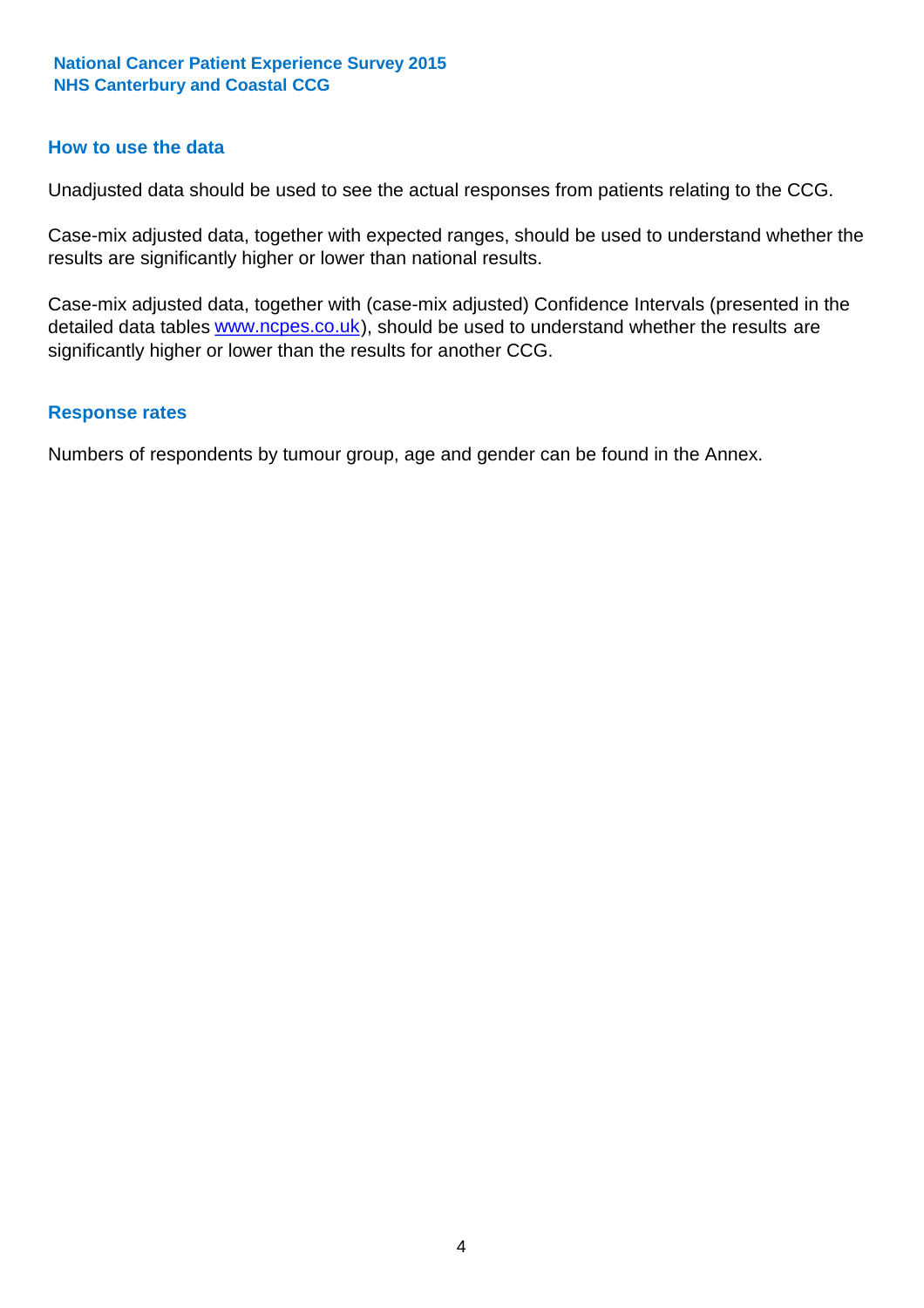## How to use the data

Unadjusted data should be used to see the actual responses from patients relating to the CCG.

Case-mix adjusted data, together with expected ranges, should be used to understand whether the results are significantly higher or lower than national results.

Case-mix adjusted data, together with (case-mix adjusted) Confidence Intervals (presented in the detailed data tables www.ncpes.co.uk), should be used to understand whether the results are significantly higher or lower than the results for another CCG.

## Response rates

Numbers of respondents by tumour group, age and gender can be found in the Annex.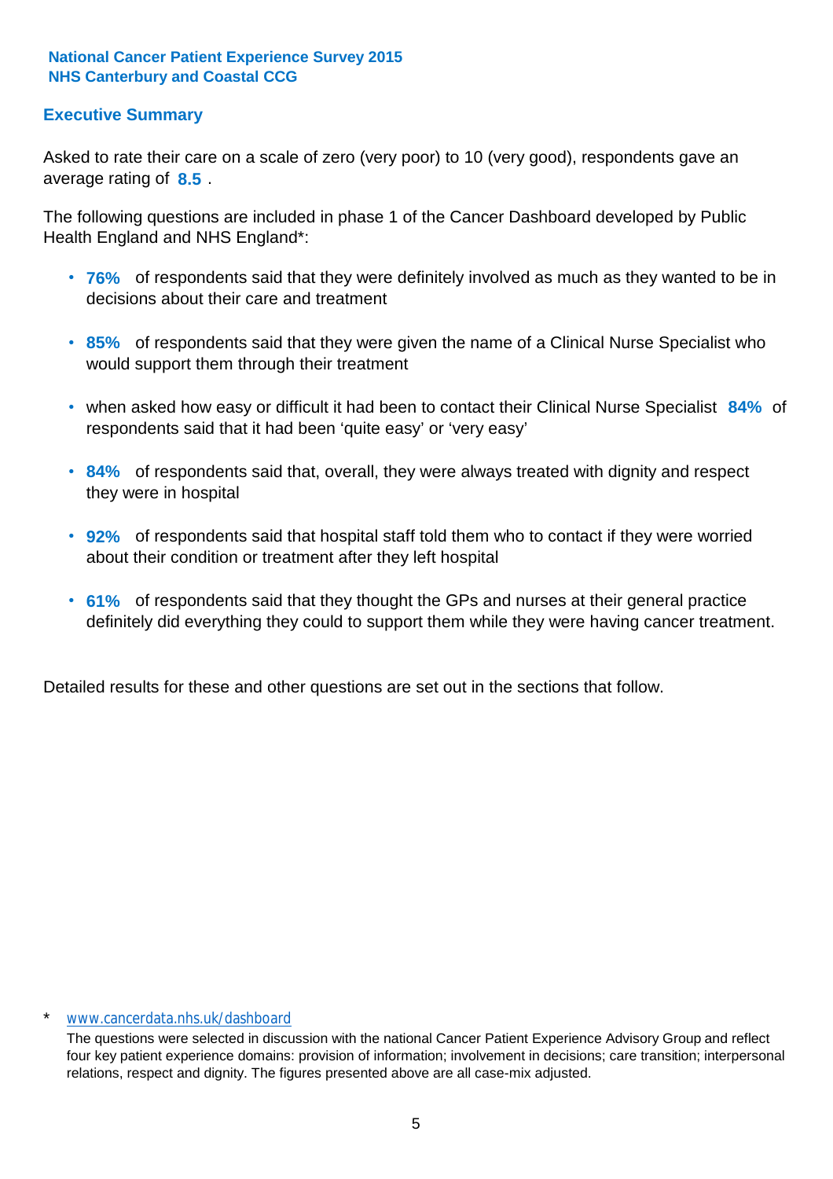**National Cancer Patient Experience Survey 2015**
**NHS Canterbury and Coastal CCG**

## Executive Summary

Asked to rate their care on a scale of zero (very poor) to 10 (very good), respondents gave an average rating of **8.5** .

The following questions are included in phase 1 of the Cancer Dashboard developed by Public Health England and NHS England*:

- **76%** of respondents said that they were definitely involved as much as they wanted to be in decisions about their care and treatment
- **85%** of respondents said that they were given the name of a Clinical Nurse Specialist who would support them through their treatment
- when asked how easy or difficult it had been to contact their Clinical Nurse Specialist **84%** of respondents said that it had been 'quite easy' or 'very easy'
- **84%** of respondents said that, overall, they were always treated with dignity and respect they were in hospital
- **92%** of respondents said that hospital staff told them who to contact if they were worried about their condition or treatment after they left hospital
- **61%** of respondents said that they thought the GPs and nurses at their general practice definitely did everything they could to support them while they were having cancer treatment.

Detailed results for these and other questions are set out in the sections that follow.

\* www.cancerdata.nhs.uk/dashboard

The questions were selected in discussion with the national Cancer Patient Experience Advisory Group and reflect four key patient experience domains: provision of information; involvement in decisions; care transition; interpersonal relations, respect and dignity. The figures presented above are all case-mix adjusted.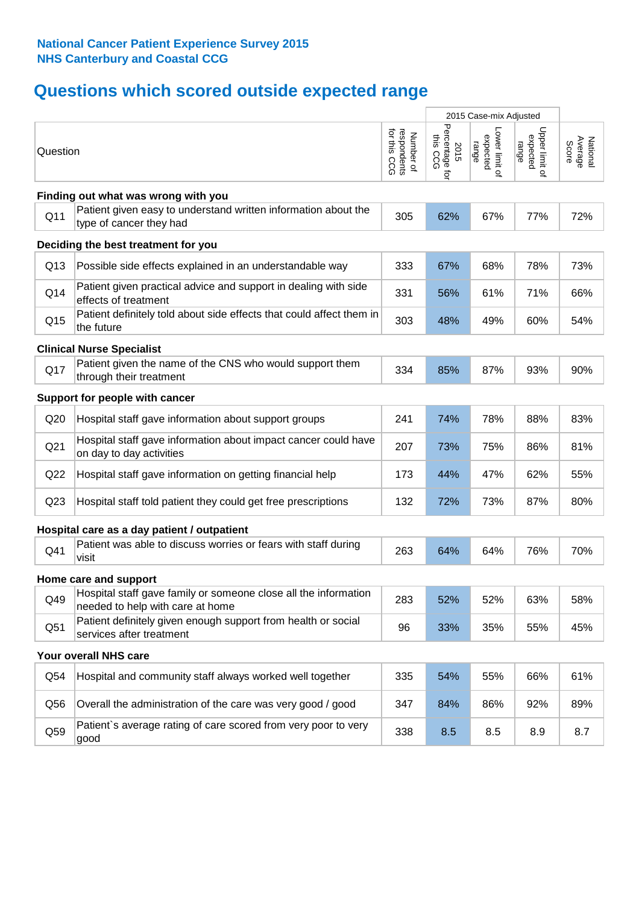**National Cancer Patient Experience Survey 2015**
**NHS Canterbury and Coastal CCG**

## Questions which scored outside expected range

| Question | | Number of respondents for this CCG | 2015 Case-mix Adjusted: 2015 Percentage for this CCG | 2015 Case-mix Adjusted: Lower limit of expected range | 2015 Case-mix Adjusted: Upper limit of expected range | National Average Score |
|---|---|---|---|---|---|---|
| **Finding out what was wrong with you** | | | | | | |
| Q11 | Patient given easy to understand written information about the type of cancer they had | 305 | 62% | 67% | 77% | 72% |
| **Deciding the best treatment for you** | | | | | | |
| Q13 | Possible side effects explained in an understandable way | 333 | 67% | 68% | 78% | 73% |
| Q14 | Patient given practical advice and support in dealing with side effects of treatment | 331 | 56% | 61% | 71% | 66% |
| Q15 | Patient definitely told about side effects that could affect them in the future | 303 | 48% | 49% | 60% | 54% |
| **Clinical Nurse Specialist** | | | | | | |
| Q17 | Patient given the name of the CNS who would support them through their treatment | 334 | 85% | 87% | 93% | 90% |
| **Support for people with cancer** | | | | | | |
| Q20 | Hospital staff gave information about support groups | 241 | 74% | 78% | 88% | 83% |
| Q21 | Hospital staff gave information about impact cancer could have on day to day activities | 207 | 73% | 75% | 86% | 81% |
| Q22 | Hospital staff gave information on getting financial help | 173 | 44% | 47% | 62% | 55% |
| Q23 | Hospital staff told patient they could get free prescriptions | 132 | 72% | 73% | 87% | 80% |
| **Hospital care as a day patient / outpatient** | | | | | | |
| Q41 | Patient was able to discuss worries or fears with staff during visit | 263 | 64% | 64% | 76% | 70% |
| **Home care and support** | | | | | | |
| Q49 | Hospital staff gave family or someone close all the information needed to help with care at home | 283 | 52% | 52% | 63% | 58% |
| Q51 | Patient definitely given enough support from health or social services after treatment | 96 | 33% | 35% | 55% | 45% |
| **Your overall NHS care** | | | | | | |
| Q54 | Hospital and community staff always worked well together | 335 | 54% | 55% | 66% | 61% |
| Q56 | Overall the administration of the care was very good / good | 347 | 84% | 86% | 92% | 89% |
| Q59 | Patient`s average rating of care scored from very poor to very good | 338 | 8.5 | 8.5 | 8.9 | 8.7 |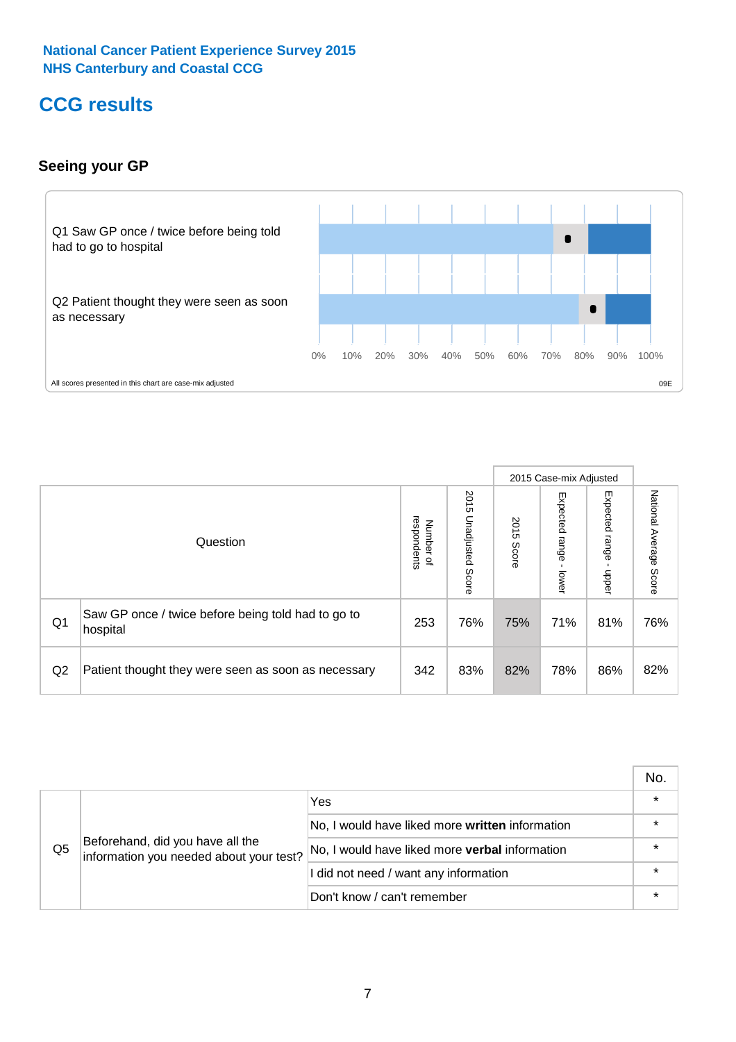# CCG results

### Seeing your GP

Q1 Saw GP once / twice before being told had to go to hospital

Q2 Patient thought they were seen as soon as necessary

0% 10% 20% 30% 40% 50% 60% 70% 80% 90% 100%

All scores presented in this chart are case-mix adjusted

09E

| Question | | Number of respondents | 2015 Unadjusted Score | 2015 Case-mix Adjusted: 2015 Score | 2015 Case-mix Adjusted: Expected range - lower | 2015 Case-mix Adjusted: Expected range - upper | National Average Score |
|---|---|---|---|---|---|---|---|
| Q1 | Saw GP once / twice before being told had to go to hospital | 253 | 76% | 75% | 71% | 81% | 76% |
| Q2 | Patient thought they were seen as soon as necessary | 342 | 83% | 82% | 78% | 86% | 82% |

| | | | No. |
|---|---|---|---|
| Q5 | Beforehand, did you have all the information you needed about your test? | Yes | * |
| | | No, I would have liked more **written** information | * |
| | | No, I would have liked more **verbal** information | * |
| | | I did not need / want any information | * |
| | | Don't know / can't remember | * |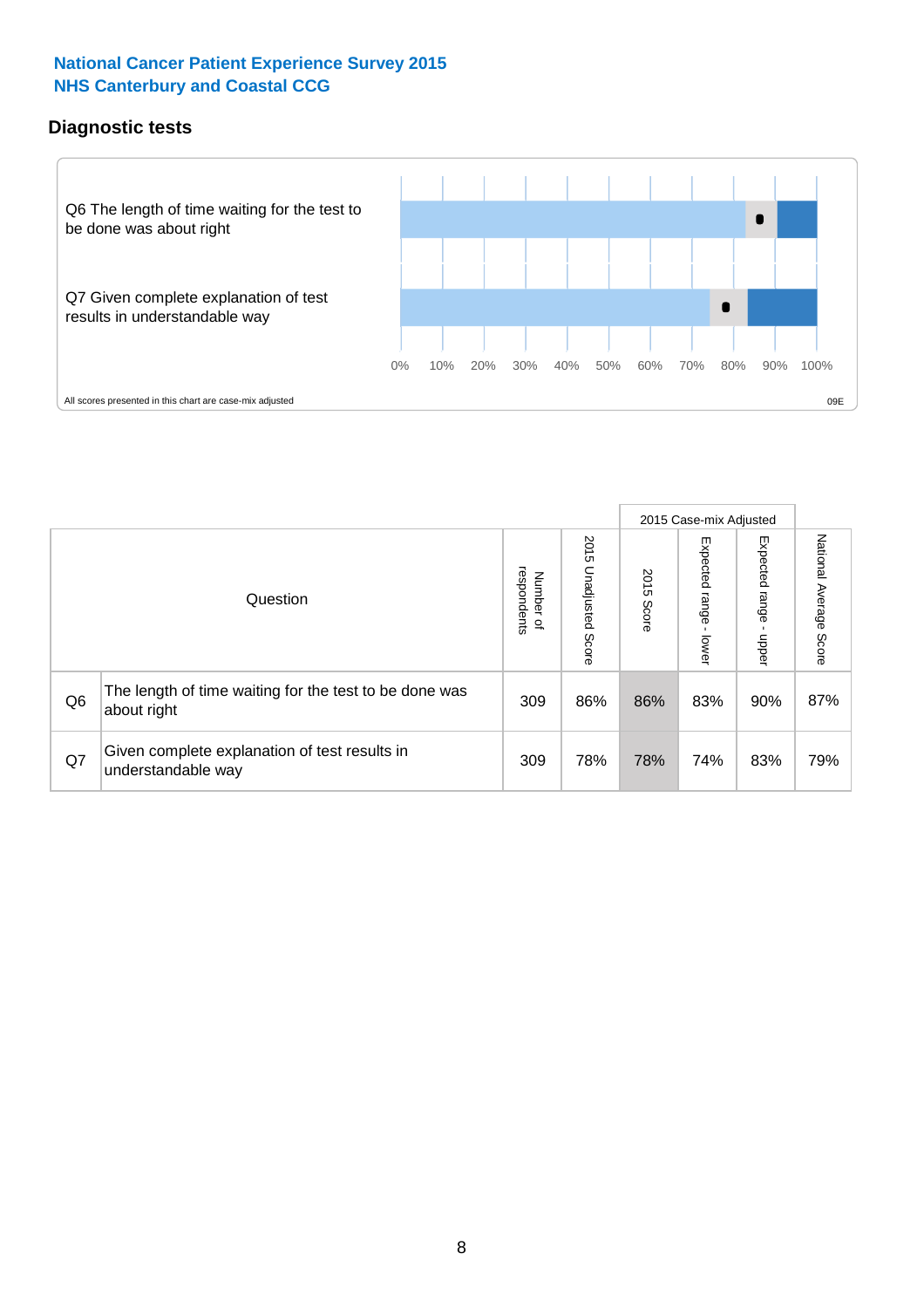## National Cancer Patient Experience Survey 2015
## NHS Canterbury and Coastal CCG

### Diagnostic tests

Q6 The length of time waiting for the test to be done was about right

Q7 Given complete explanation of test results in understandable way

0% 10% 20% 30% 40% 50% 60% 70% 80% 90% 100%

All scores presented in this chart are case-mix adjusted

09E

| | Question | Number of respondents | 2015 Unadjusted Score | 2015 Case-mix Adjusted 2015 Score | 2015 Case-mix Adjusted Expected range - lower | 2015 Case-mix Adjusted Expected range - upper | National Average Score |
|---|---|---|---|---|---|---|---|
| Q6 | The length of time waiting for the test to be done was about right | 309 | 86% | 86% | 83% | 90% | 87% |
| Q7 | Given complete explanation of test results in understandable way | 309 | 78% | 78% | 74% | 83% | 79% |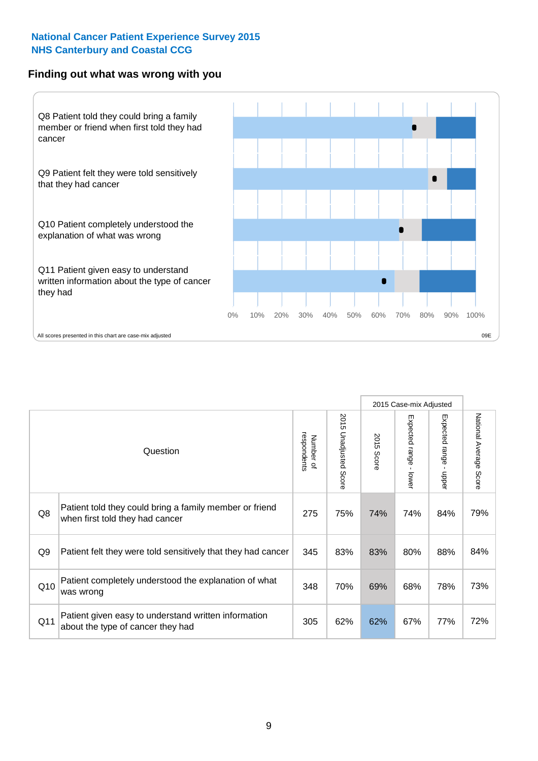National Cancer Patient Experience Survey 2015
NHS Canterbury and Coastal CCG

## Finding out what was wrong with you

Q8 Patient told they could bring a family member or friend when first told they had cancer

Q9 Patient felt they were told sensitively that they had cancer

Q10 Patient completely understood the explanation of what was wrong

Q11 Patient given easy to understand written information about the type of cancer they had

0% 10% 20% 30% 40% 50% 60% 70% 80% 90% 100%

All scores presented in this chart are case-mix adjusted

09E

| | Question | Number of respondents | 2015 Unadjusted Score | 2015 Case-mix Adjusted: 2015 Score | 2015 Case-mix Adjusted: Expected range - lower | 2015 Case-mix Adjusted: Expected range - upper | National Average Score |
|---|---|---|---|---|---|---|---|
| Q8 | Patient told they could bring a family member or friend when first told they had cancer | 275 | 75% | 74% | 74% | 84% | 79% |
| Q9 | Patient felt they were told sensitively that they had cancer | 345 | 83% | 83% | 80% | 88% | 84% |
| Q10 | Patient completely understood the explanation of what was wrong | 348 | 70% | 69% | 68% | 78% | 73% |
| Q11 | Patient given easy to understand written information about the type of cancer they had | 305 | 62% | 62% | 67% | 77% | 72% |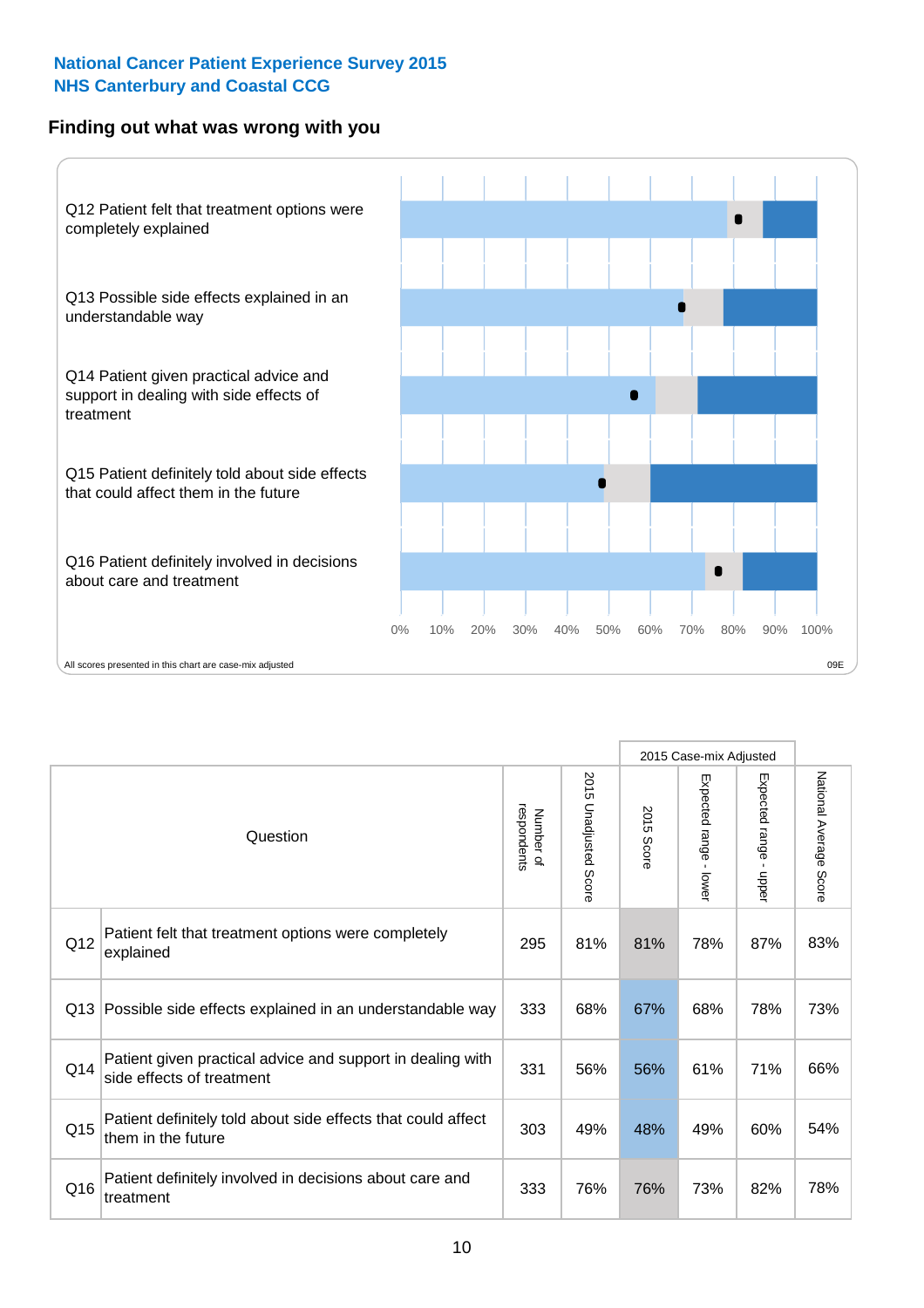National Cancer Patient Experience Survey 2015
NHS Canterbury and Coastal CCG

## Finding out what was wrong with you

Q12 Patient felt that treatment options were completely explained

Q13 Possible side effects explained in an understandable way

Q14 Patient given practical advice and support in dealing with side effects of treatment

Q15 Patient definitely told about side effects that could affect them in the future

Q16 Patient definitely involved in decisions about care and treatment

0% 10% 20% 30% 40% 50% 60% 70% 80% 90% 100%

All scores presented in this chart are case-mix adjusted

09E

| | Question | Number of respondents | 2015 Unadjusted Score | 2015 Case-mix Adjusted: 2015 Score | 2015 Case-mix Adjusted: Expected range - lower | 2015 Case-mix Adjusted: Expected range - upper | National Average Score |
|---|---|---|---|---|---|---|---|
| Q12 | Patient felt that treatment options were completely explained | 295 | 81% | 81% | 78% | 87% | 83% |
| Q13 | Possible side effects explained in an understandable way | 333 | 68% | 67% | 68% | 78% | 73% |
| Q14 | Patient given practical advice and support in dealing with side effects of treatment | 331 | 56% | 56% | 61% | 71% | 66% |
| Q15 | Patient definitely told about side effects that could affect them in the future | 303 | 49% | 48% | 49% | 60% | 54% |
| Q16 | Patient definitely involved in decisions about care and treatment | 333 | 76% | 76% | 73% | 82% | 78% |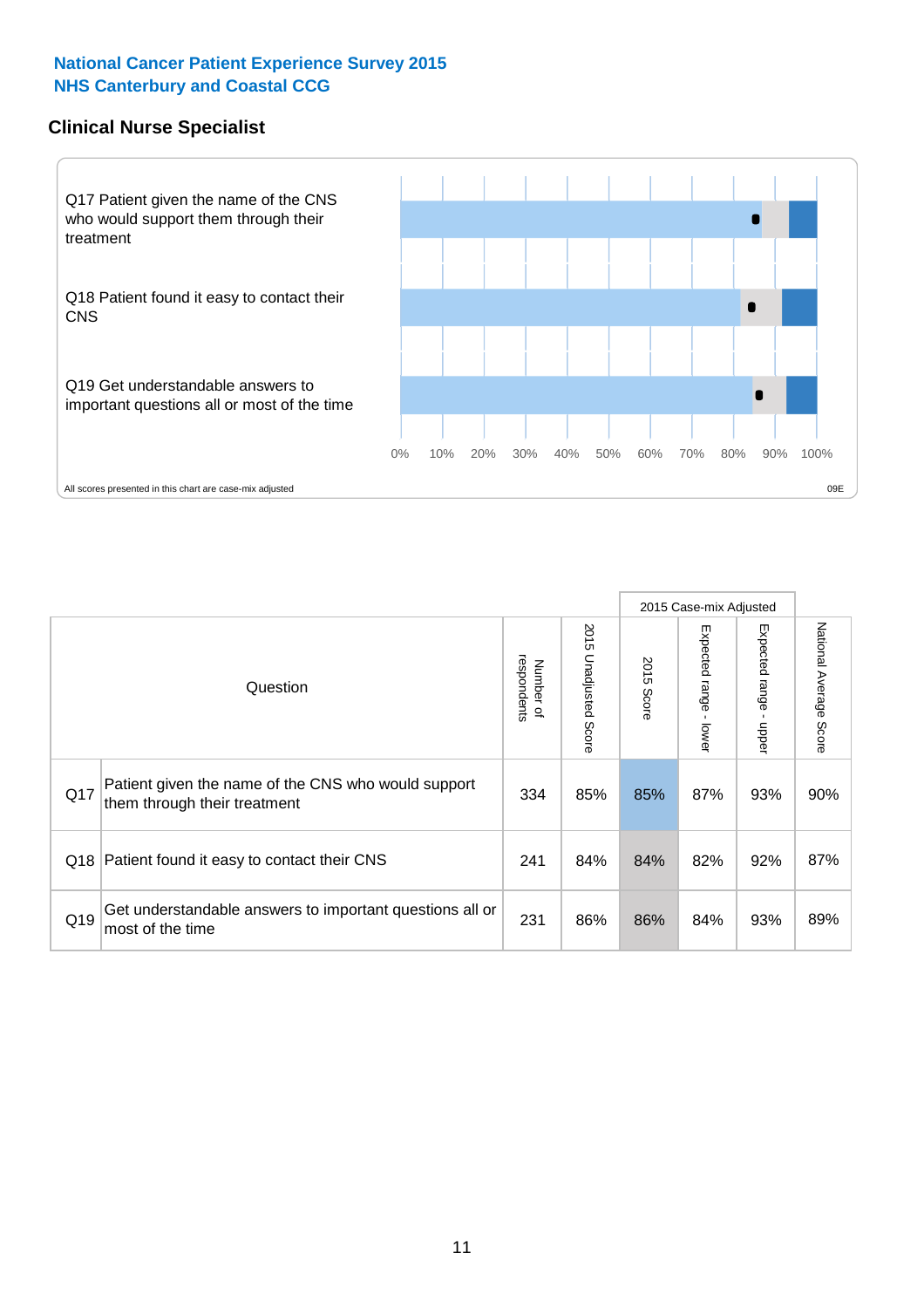**National Cancer Patient Experience Survey 2015**
**NHS Canterbury and Coastal CCG**

## Clinical Nurse Specialist

Q17 Patient given the name of the CNS who would support them through their treatment

Q18 Patient found it easy to contact their CNS

Q19 Get understandable answers to important questions all or most of the time

0% 10% 20% 30% 40% 50% 60% 70% 80% 90% 100%

All scores presented in this chart are case-mix adjusted

09E

| | Question | Number of respondents | 2015 Unadjusted Score | 2015 Case-mix Adjusted | | | National Average Score |
|---|---|---|---|---|---|---|---|
| | | | | 2015 Score | Expected range - lower | Expected range - upper | |
| Q17 | Patient given the name of the CNS who would support them through their treatment | 334 | 85% | 85% | 87% | 93% | 90% |
| Q18 | Patient found it easy to contact their CNS | 241 | 84% | 84% | 82% | 92% | 87% |
| Q19 | Get understandable answers to important questions all or most of the time | 231 | 86% | 86% | 84% | 93% | 89% |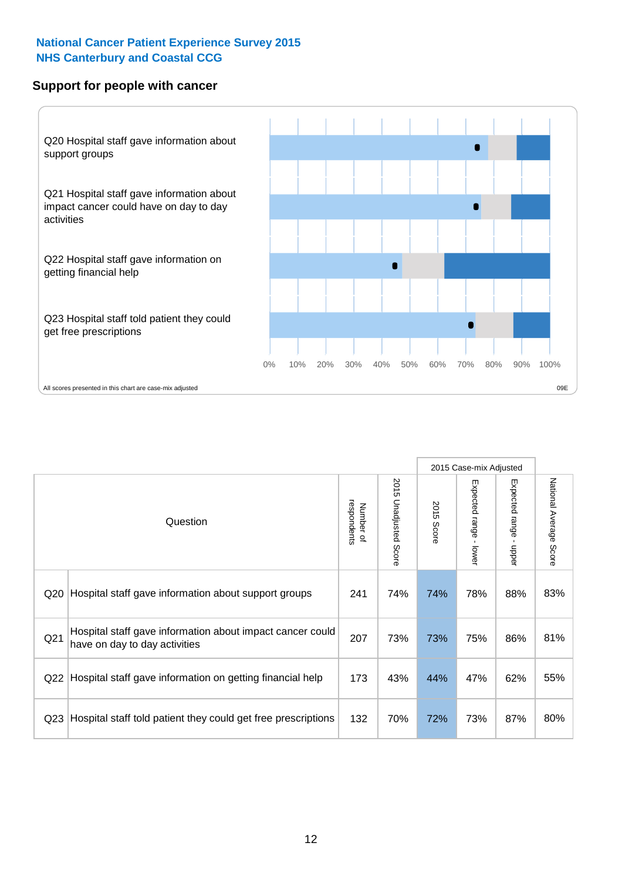National Cancer Patient Experience Survey 2015
NHS Canterbury and Coastal CCG

## Support for people with cancer

Q20 Hospital staff gave information about support groups

Q21 Hospital staff gave information about impact cancer could have on day to day activities

Q22 Hospital staff gave information on getting financial help

Q23 Hospital staff told patient they could get free prescriptions

0% 10% 20% 30% 40% 50% 60% 70% 80% 90% 100%

All scores presented in this chart are case-mix adjusted

09E

| | Question | Number of respondents | 2015 Unadjusted Score | 2015 Case-mix Adjusted | | | National Average Score |
|---|---|---|---|---|---|---|---|
| | | | | 2015 Score | Expected range - lower | Expected range - upper | |
| Q20 | Hospital staff gave information about support groups | 241 | 74% | 74% | 78% | 88% | 83% |
| Q21 | Hospital staff gave information about impact cancer could have on day to day activities | 207 | 73% | 73% | 75% | 86% | 81% |
| Q22 | Hospital staff gave information on getting financial help | 173 | 43% | 44% | 47% | 62% | 55% |
| Q23 | Hospital staff told patient they could get free prescriptions | 132 | 70% | 72% | 73% | 87% | 80% |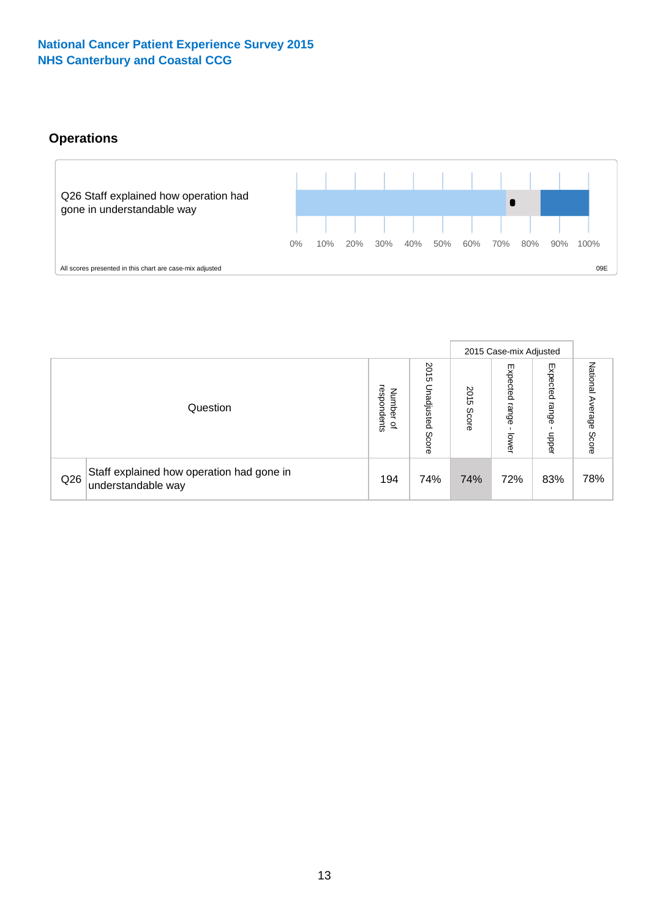National Cancer Patient Experience Survey 2015
NHS Canterbury and Coastal CCG

## Operations

Q26 Staff explained how operation had gone in understandable way

0% 10% 20% 30% 40% 50% 60% 70% 80% 90% 100%

All scores presented in this chart are case-mix adjusted

09E

| Question | | Number of respondents | 2015 Unadjusted Score | 2015 Case-mix Adjusted: 2015 Score | 2015 Case-mix Adjusted: Expected range - lower | 2015 Case-mix Adjusted: Expected range - upper | National Average Score |
|---|---|---|---|---|---|---|---|
| Q26 | Staff explained how operation had gone in understandable way | 194 | 74% | 74% | 72% | 83% | 78% |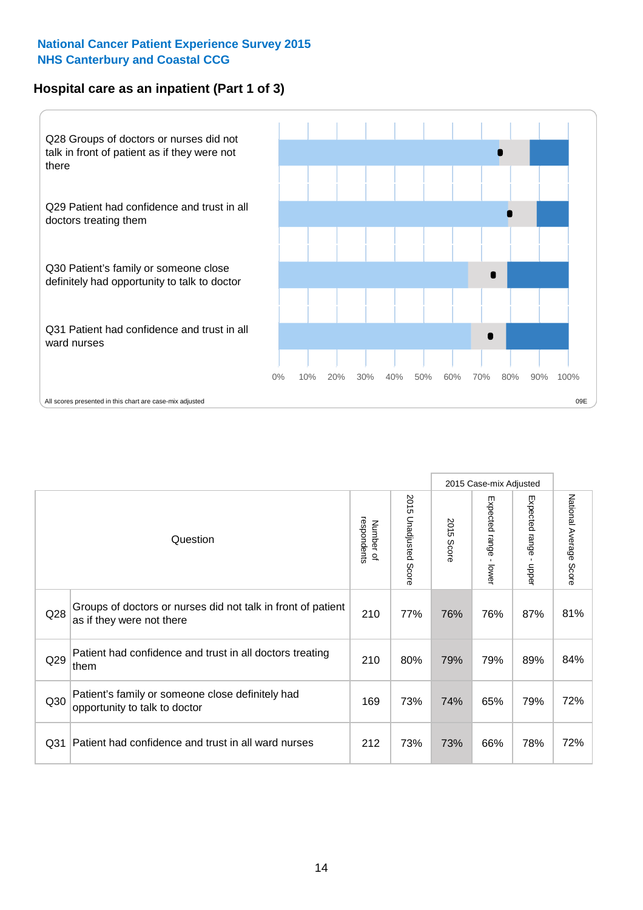**National Cancer Patient Experience Survey 2015**
**NHS Canterbury and Coastal CCG**

## Hospital care as an inpatient (Part 1 of 3)

Q28 Groups of doctors or nurses did not talk in front of patient as if they were not there

Q29 Patient had confidence and trust in all doctors treating them

Q30 Patient's family or someone close definitely had opportunity to talk to doctor

Q31 Patient had confidence and trust in all ward nurses

0% 10% 20% 30% 40% 50% 60% 70% 80% 90% 100%

All scores presented in this chart are case-mix adjusted

09E

| | Question | Number of respondents | 2015 Unadjusted Score | 2015 Case-mix Adjusted: 2015 Score | 2015 Case-mix Adjusted: Expected range - lower | 2015 Case-mix Adjusted: Expected range - upper | National Average Score |
|---|---|---|---|---|---|---|---|
| Q28 | Groups of doctors or nurses did not talk in front of patient as if they were not there | 210 | 77% | 76% | 76% | 87% | 81% |
| Q29 | Patient had confidence and trust in all doctors treating them | 210 | 80% | 79% | 79% | 89% | 84% |
| Q30 | Patient's family or someone close definitely had opportunity to talk to doctor | 169 | 73% | 74% | 65% | 79% | 72% |
| Q31 | Patient had confidence and trust in all ward nurses | 212 | 73% | 73% | 66% | 78% | 72% |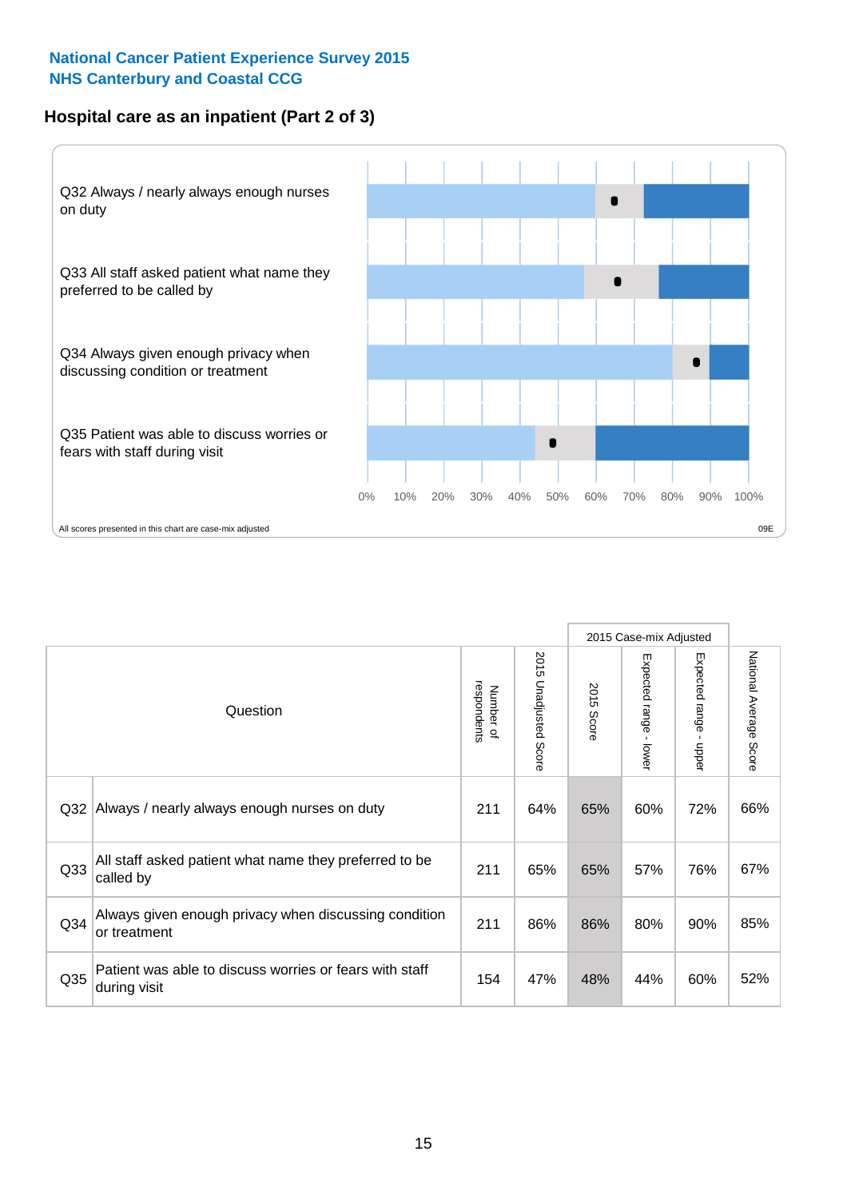National Cancer Patient Experience Survey 2015
NHS Canterbury and Coastal CCG

## Hospital care as an inpatient (Part 2 of 3)

Q32 Always / nearly always enough nurses on duty

Q33 All staff asked patient what name they preferred to be called by

Q34 Always given enough privacy when discussing condition or treatment

Q35 Patient was able to discuss worries or fears with staff during visit

0% 10% 20% 30% 40% 50% 60% 70% 80% 90% 100%

All scores presented in this chart are case-mix adjusted

09E

| Question | | Number of respondents | 2015 Unadjusted Score | 2015 Case-mix Adjusted | | | National Average Score |
|---|---|---|---|---|---|---|---|
| | | | | 2015 Score | Expected range - lower | Expected range - upper | |
| Q32 | Always / nearly always enough nurses on duty | 211 | 64% | 65% | 60% | 72% | 66% |
| Q33 | All staff asked patient what name they preferred to be called by | 211 | 65% | 65% | 57% | 76% | 67% |
| Q34 | Always given enough privacy when discussing condition or treatment | 211 | 86% | 86% | 80% | 90% | 85% |
| Q35 | Patient was able to discuss worries or fears with staff during visit | 154 | 47% | 48% | 44% | 60% | 52% |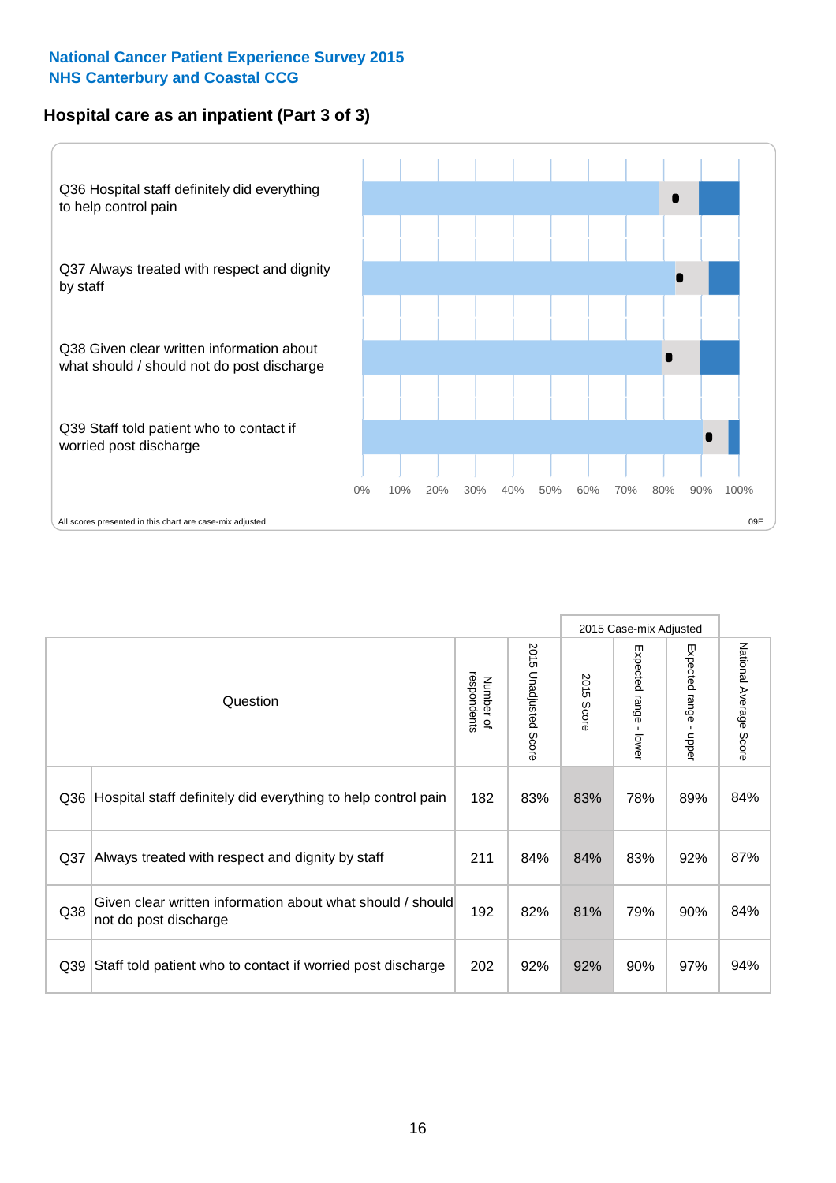**National Cancer Patient Experience Survey 2015**
**NHS Canterbury and Coastal CCG**

## Hospital care as an inpatient (Part 3 of 3)

Q36 Hospital staff definitely did everything to help control pain

Q37 Always treated with respect and dignity by staff

Q38 Given clear written information about what should / should not do post discharge

Q39 Staff told patient who to contact if worried post discharge

0% 10% 20% 30% 40% 50% 60% 70% 80% 90% 100%

All scores presented in this chart are case-mix adjusted

09E

| Question | | Number of respondents | 2015 Unadjusted Score | 2015 Case-mix Adjusted | | | National Average Score |
|---|---|---|---|---|---|---|---|
| | | | | 2015 Score | Expected range - lower | Expected range - upper | |
| Q36 | Hospital staff definitely did everything to help control pain | 182 | 83% | 83% | 78% | 89% | 84% |
| Q37 | Always treated with respect and dignity by staff | 211 | 84% | 84% | 83% | 92% | 87% |
| Q38 | Given clear written information about what should / should not do post discharge | 192 | 82% | 81% | 79% | 90% | 84% |
| Q39 | Staff told patient who to contact if worried post discharge | 202 | 92% | 92% | 90% | 97% | 94% |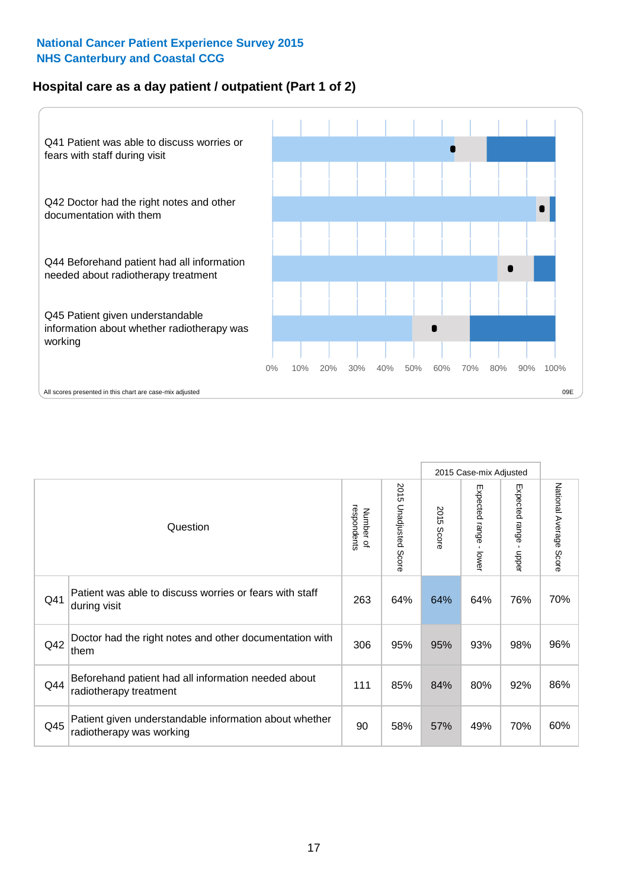**National Cancer Patient Experience Survey 2015**
**NHS Canterbury and Coastal CCG**

## Hospital care as a day patient / outpatient (Part 1 of 2)

Q41 Patient was able to discuss worries or fears with staff during visit

Q42 Doctor had the right notes and other documentation with them

Q44 Beforehand patient had all information needed about radiotherapy treatment

Q45 Patient given understandable information about whether radiotherapy was working

0% 10% 20% 30% 40% 50% 60% 70% 80% 90% 100%

All scores presented in this chart are case-mix adjusted

09E

| Question | | Number of respondents | 2015 Unadjusted Score | 2015 Case-mix Adjusted | | | National Average Score |
|---|---|---|---|---|---|---|---|
| | | | | 2015 Score | Expected range - lower | Expected range - upper | |
| Q41 | Patient was able to discuss worries or fears with staff during visit | 263 | 64% | 64% | 64% | 76% | 70% |
| Q42 | Doctor had the right notes and other documentation with them | 306 | 95% | 95% | 93% | 98% | 96% |
| Q44 | Beforehand patient had all information needed about radiotherapy treatment | 111 | 85% | 84% | 80% | 92% | 86% |
| Q45 | Patient given understandable information about whether radiotherapy was working | 90 | 58% | 57% | 49% | 70% | 60% |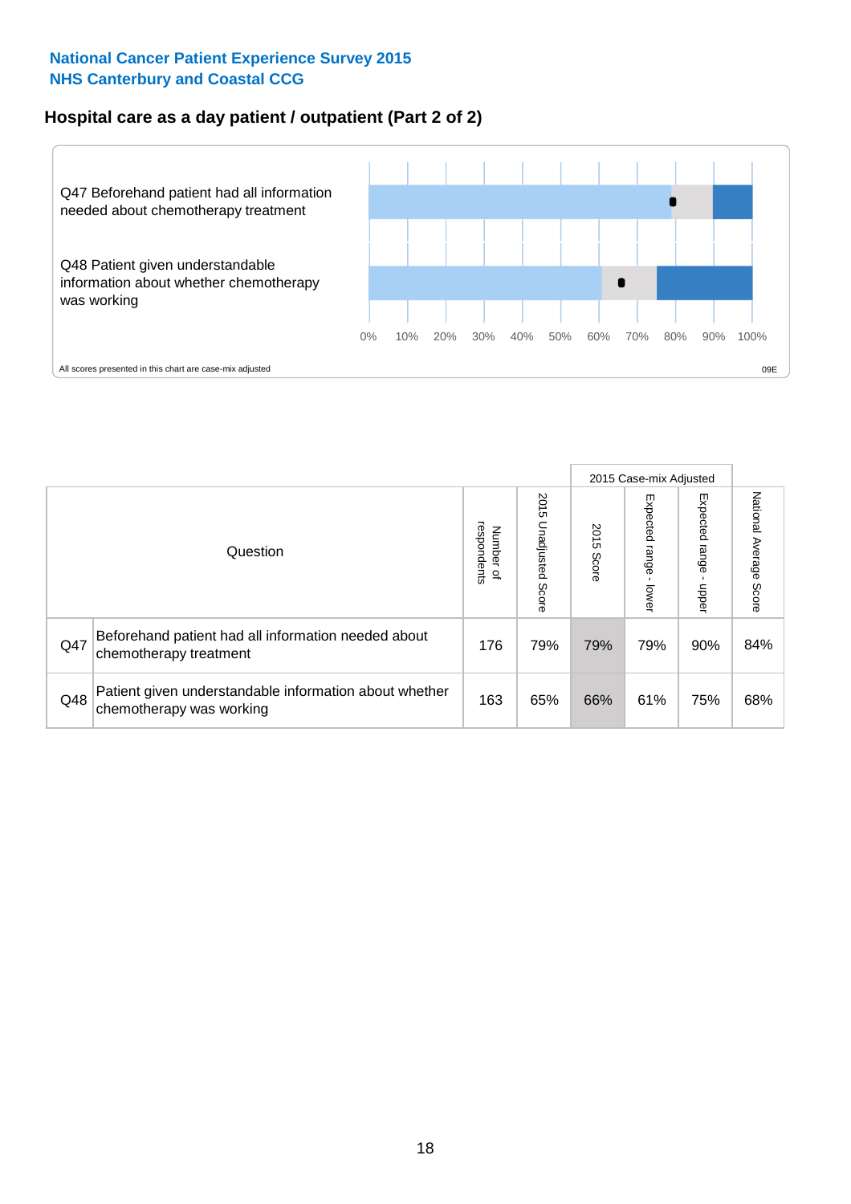National Cancer Patient Experience Survey 2015
NHS Canterbury and Coastal CCG

## Hospital care as a day patient / outpatient (Part 2 of 2)

Q47 Beforehand patient had all information needed about chemotherapy treatment

Q48 Patient given understandable information about whether chemotherapy was working

0% 10% 20% 30% 40% 50% 60% 70% 80% 90% 100%

All scores presented in this chart are case-mix adjusted

09E

| Question | | Number of respondents | 2015 Unadjusted Score | 2015 Case-mix Adjusted 2015 Score | 2015 Case-mix Adjusted Expected range - lower | 2015 Case-mix Adjusted Expected range - upper | National Average Score |
|---|---|---|---|---|---|---|---|
| Q47 | Beforehand patient had all information needed about chemotherapy treatment | 176 | 79% | 79% | 79% | 90% | 84% |
| Q48 | Patient given understandable information about whether chemotherapy was working | 163 | 65% | 66% | 61% | 75% | 68% |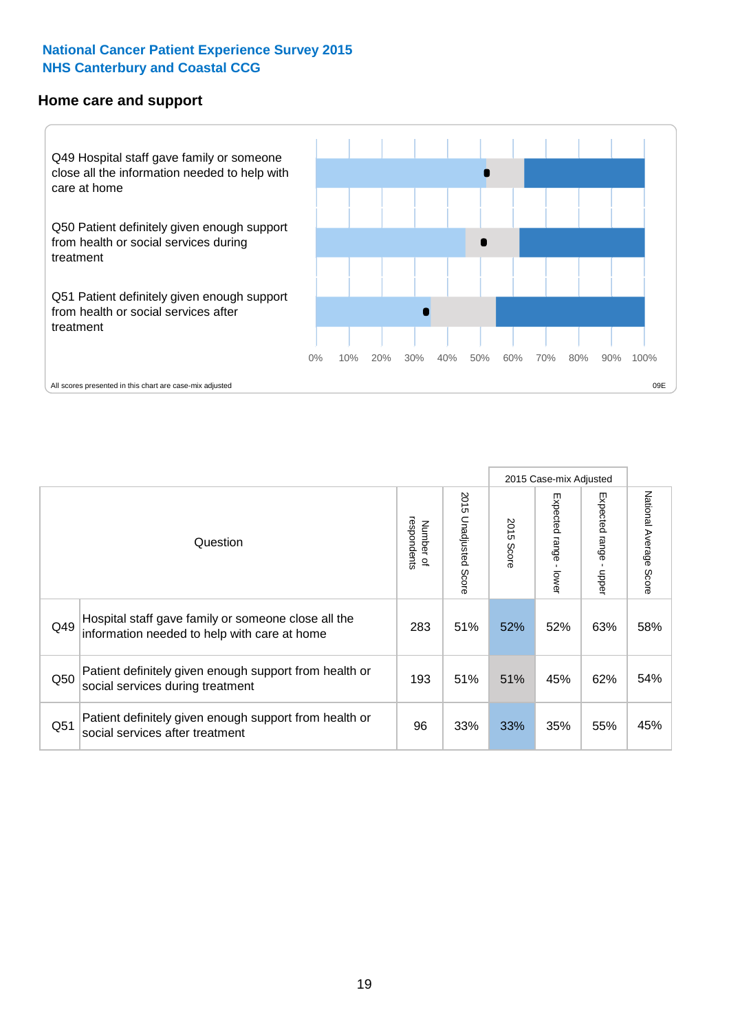National Cancer Patient Experience Survey 2015
NHS Canterbury and Coastal CCG

## Home care and support

Q49 Hospital staff gave family or someone close all the information needed to help with care at home

Q50 Patient definitely given enough support from health or social services during treatment

Q51 Patient definitely given enough support from health or social services after treatment

0% 10% 20% 30% 40% 50% 60% 70% 80% 90% 100%

All scores presented in this chart are case-mix adjusted

09E

| Question | | Number of respondents | 2015 Unadjusted Score | 2015 Case-mix Adjusted: 2015 Score | 2015 Case-mix Adjusted: Expected range - lower | 2015 Case-mix Adjusted: Expected range - upper | National Average Score |
|---|---|---|---|---|---|---|---|
| Q49 | Hospital staff gave family or someone close all the information needed to help with care at home | 283 | 51% | 52% | 52% | 63% | 58% |
| Q50 | Patient definitely given enough support from health or social services during treatment | 193 | 51% | 51% | 45% | 62% | 54% |
| Q51 | Patient definitely given enough support from health or social services after treatment | 96 | 33% | 33% | 35% | 55% | 45% |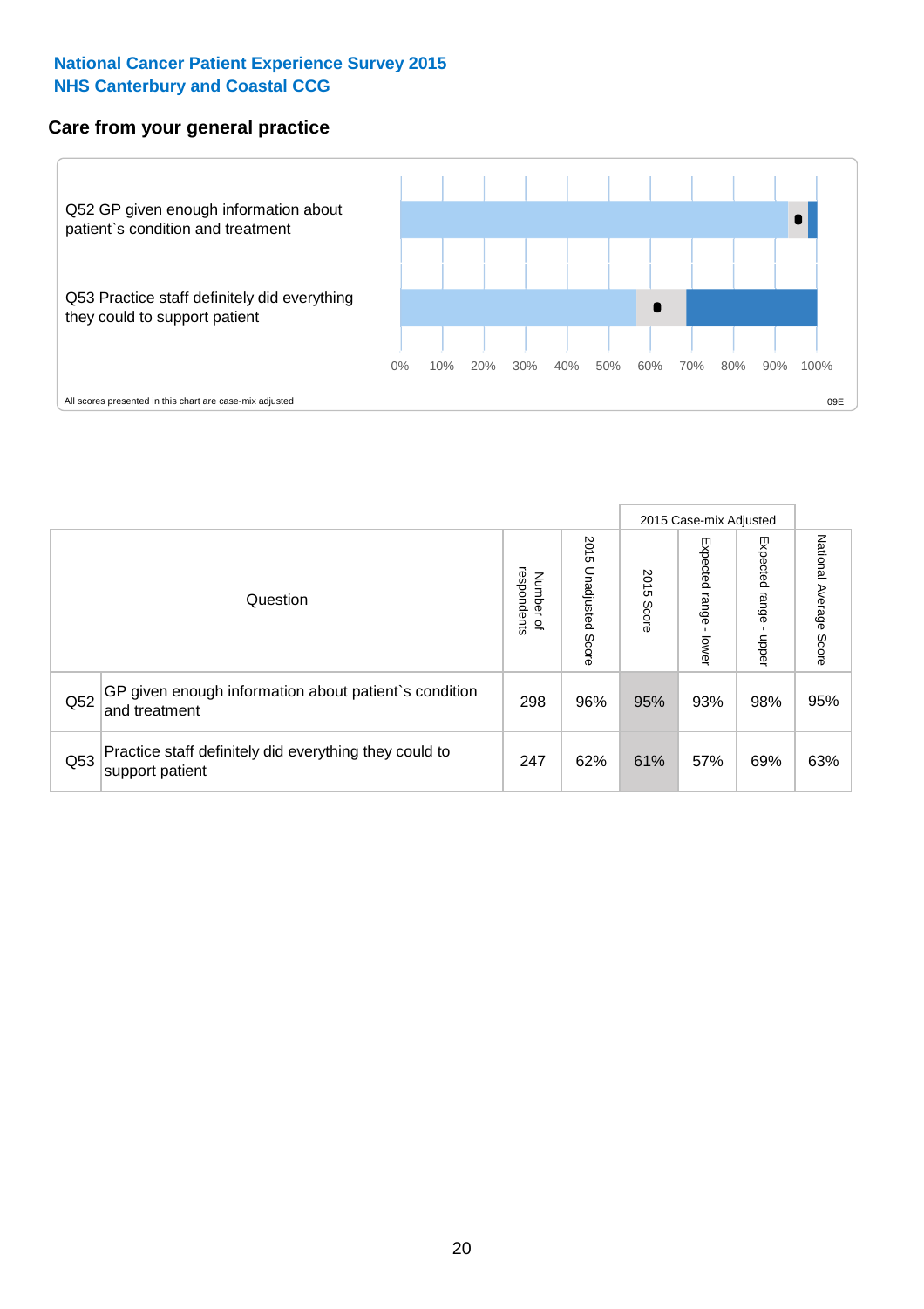**National Cancer Patient Experience Survey 2015**
**NHS Canterbury and Coastal CCG**

## Care from your general practice

Q52 GP given enough information about patient`s condition and treatment

Q53 Practice staff definitely did everything they could to support patient

0% 10% 20% 30% 40% 50% 60% 70% 80% 90% 100%

All scores presented in this chart are case-mix adjusted

09E

| | Question | Number of respondents | 2015 Unadjusted Score | 2015 Case-mix Adjusted: 2015 Score | 2015 Case-mix Adjusted: Expected range - lower | 2015 Case-mix Adjusted: Expected range - upper | National Average Score |
|---|---|---|---|---|---|---|---|
| Q52 | GP given enough information about patient`s condition and treatment | 298 | 96% | 95% | 93% | 98% | 95% |
| Q53 | Practice staff definitely did everything they could to support patient | 247 | 62% | 61% | 57% | 69% | 63% |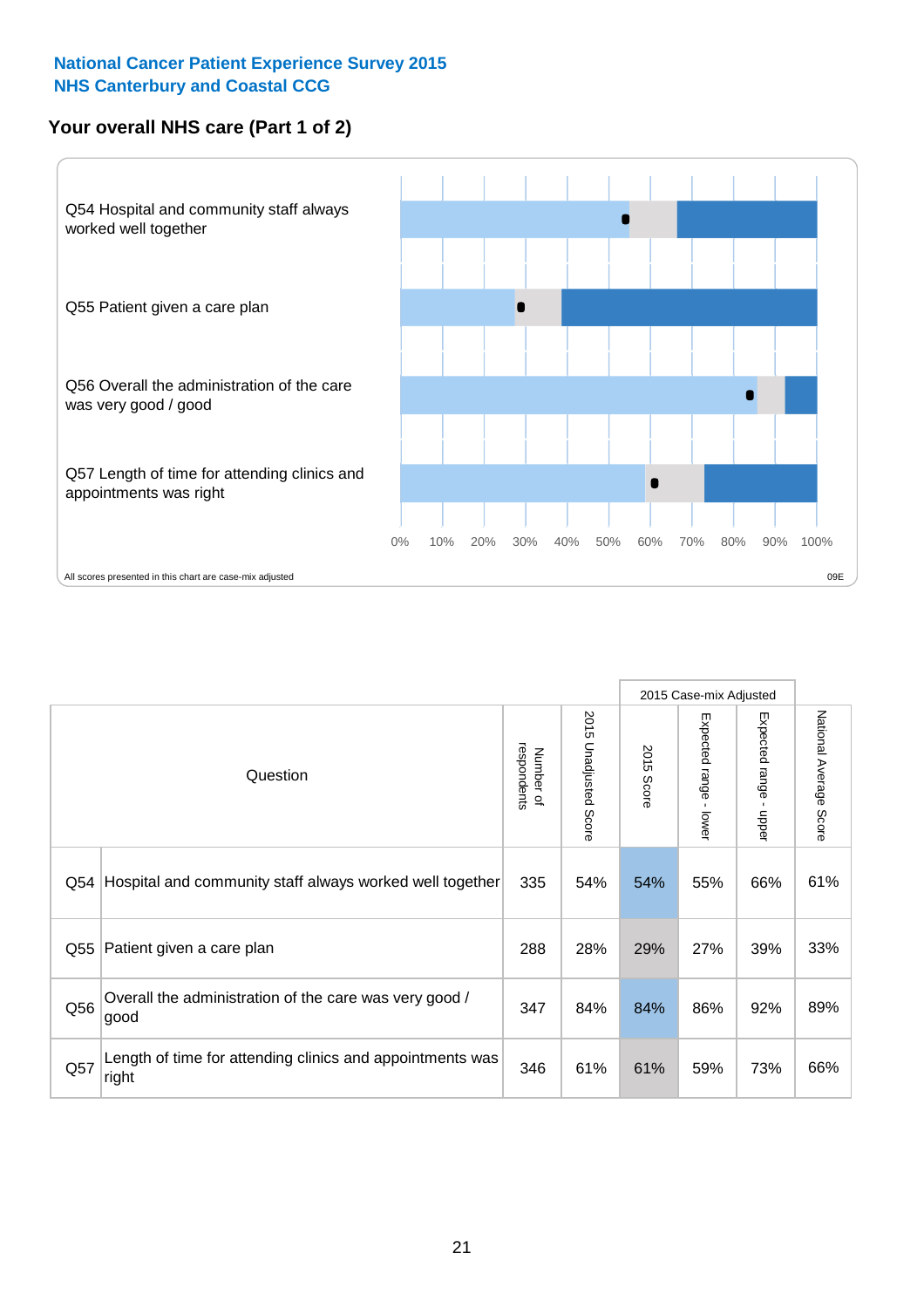**National Cancer Patient Experience Survey 2015**
**NHS Canterbury and Coastal CCG**

## Your overall NHS care (Part 1 of 2)

Q54 Hospital and community staff always worked well together

Q55 Patient given a care plan

Q56 Overall the administration of the care was very good / good

Q57 Length of time for attending clinics and appointments was right

0% 10% 20% 30% 40% 50% 60% 70% 80% 90% 100%

All scores presented in this chart are case-mix adjusted

09E

| | Question | Number of respondents | 2015 Unadjusted Score | 2015 Case-mix Adjusted | | | National Average Score |
|---|---|---|---|---|---|---|---|
| | | | | 2015 Score | Expected range - lower | Expected range - upper | |
| Q54 | Hospital and community staff always worked well together | 335 | 54% | 54% | 55% | 66% | 61% |
| Q55 | Patient given a care plan | 288 | 28% | 29% | 27% | 39% | 33% |
| Q56 | Overall the administration of the care was very good / good | 347 | 84% | 84% | 86% | 92% | 89% |
| Q57 | Length of time for attending clinics and appointments was right | 346 | 61% | 61% | 59% | 73% | 66% |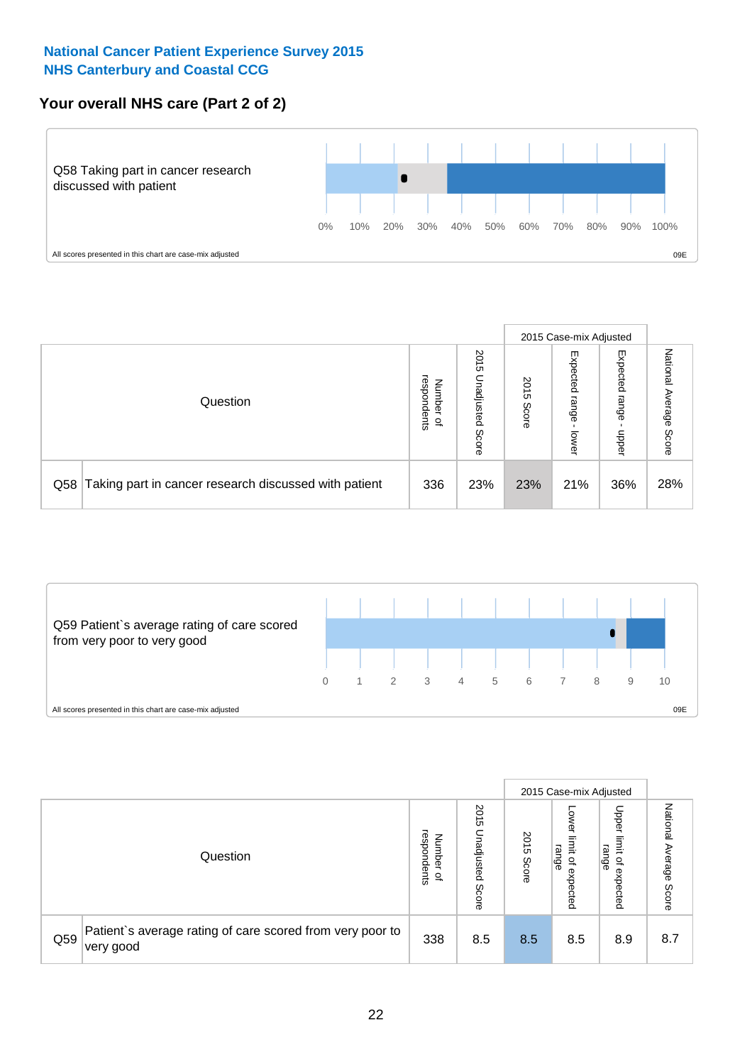**National Cancer Patient Experience Survey 2015**
**NHS Canterbury and Coastal CCG**

## Your overall NHS care (Part 2 of 2)

Q58 Taking part in cancer research discussed with patient

0% 10% 20% 30% 40% 50% 60% 70% 80% 90% 100%

All scores presented in this chart are case-mix adjusted

09E

| Question | | Number of respondents | 2015 Unadjusted Score | 2015 Case-mix Adjusted: 2015 Score | 2015 Case-mix Adjusted: Expected range - lower | 2015 Case-mix Adjusted: Expected range - upper | National Average Score |
|---|---|---|---|---|---|---|---|
| Q58 | Taking part in cancer research discussed with patient | 336 | 23% | 23% | 21% | 36% | 28% |

Q59 Patient`s average rating of care scored from very poor to very good

0 1 2 3 4 5 6 7 8 9 10

All scores presented in this chart are case-mix adjusted

09E

| Question | | Number of respondents | 2015 Unadjusted Score | 2015 Case-mix Adjusted: 2015 Score | 2015 Case-mix Adjusted: Lower limit of expected range | 2015 Case-mix Adjusted: Upper limit of expected range | National Average Score |
|---|---|---|---|---|---|---|---|
| Q59 | Patient`s average rating of care scored from very poor to very good | 338 | 8.5 | 8.5 | 8.5 | 8.9 | 8.7 |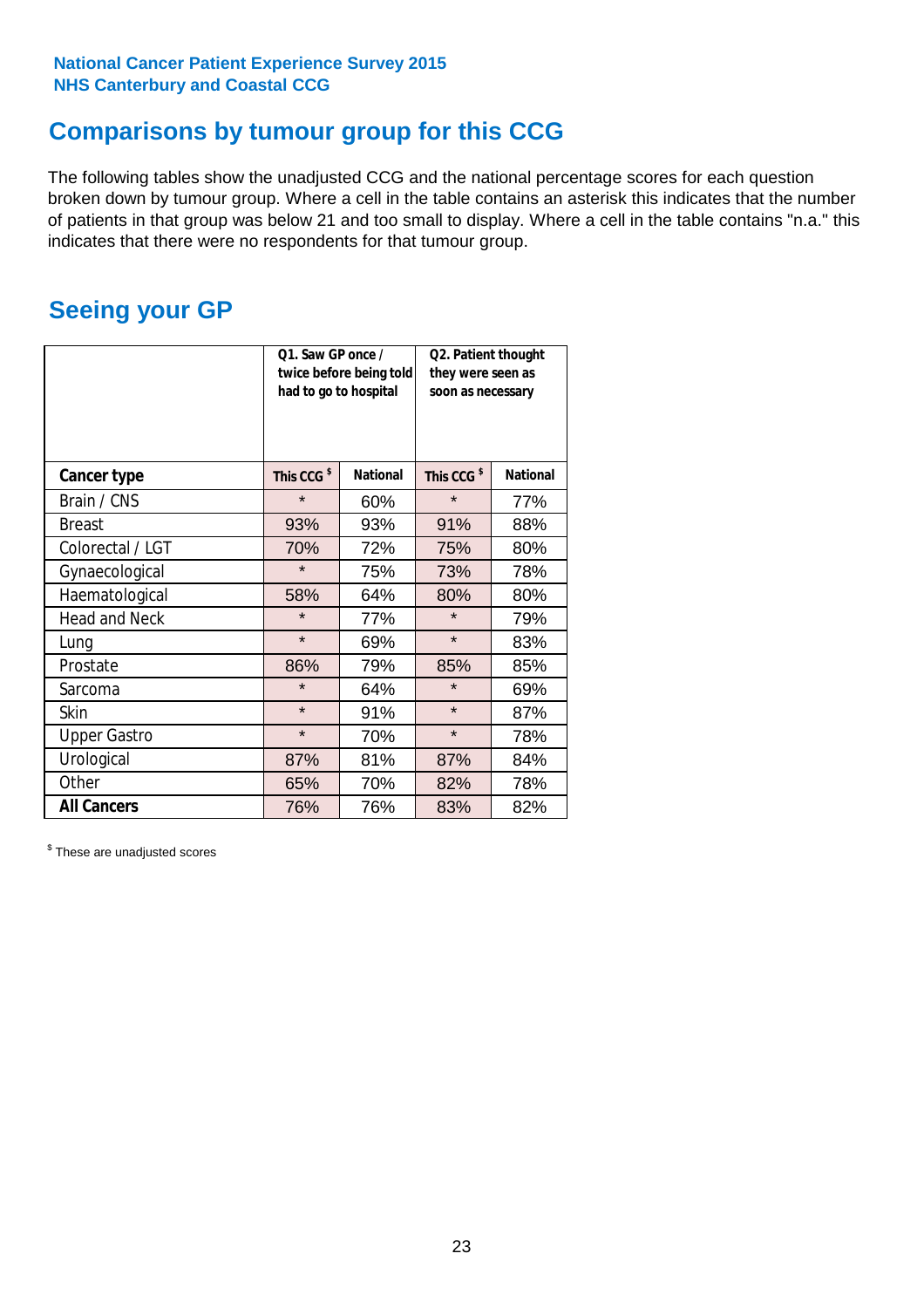National Cancer Patient Experience Survey 2015
NHS Canterbury and Coastal CCG

## Comparisons by tumour group for this CCG

The following tables show the unadjusted CCG and the national percentage scores for each question broken down by tumour group. Where a cell in the table contains an asterisk this indicates that the number of patients in that group was below 21 and too small to display. Where a cell in the table contains "n.a." this indicates that there were no respondents for that tumour group.

## Seeing your GP

| | Q1. Saw GP once / twice before being told had to go to hospital | | Q2. Patient thought they were seen as soon as necessary | |
|---|---|---|---|---|
| **Cancer type** | **This CCG $** | **National** | **This CCG $** | **National** |
| Brain / CNS | * | 60% | * | 77% |
| Breast | 93% | 93% | 91% | 88% |
| Colorectal / LGT | 70% | 72% | 75% | 80% |
| Gynaecological | * | 75% | 73% | 78% |
| Haematological | 58% | 64% | 80% | 80% |
| Head and Neck | * | 77% | * | 79% |
| Lung | * | 69% | * | 83% |
| Prostate | 86% | 79% | 85% | 85% |
| Sarcoma | * | 64% | * | 69% |
| Skin | * | 91% | * | 87% |
| Upper Gastro | * | 70% | * | 78% |
| Urological | 87% | 81% | 87% | 84% |
| Other | 65% | 70% | 82% | 78% |
| **All Cancers** | 76% | 76% | 83% | 82% |

$ These are unadjusted scores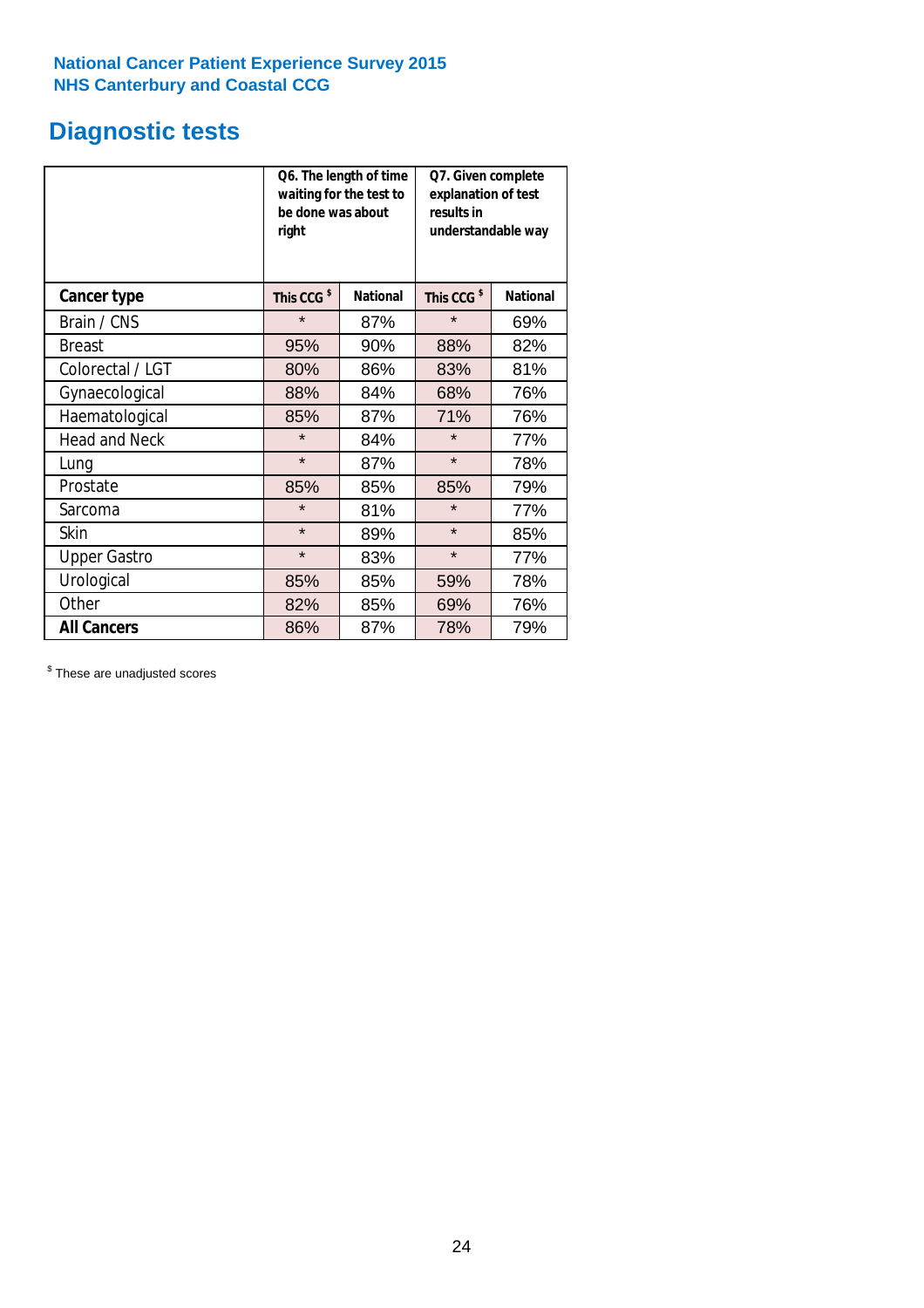National Cancer Patient Experience Survey 2015
NHS Canterbury and Coastal CCG

# Diagnostic tests

| | Q6. The length of time waiting for the test to be done was about right | | Q7. Given complete explanation of test results in understandable way | |
|---|---|---|---|---|
| **Cancer type** | This CCG [$] | National | This CCG [$] | National |
| Brain / CNS | * | 87% | * | 69% |
| Breast | 95% | 90% | 88% | 82% |
| Colorectal / LGT | 80% | 86% | 83% | 81% |
| Gynaecological | 88% | 84% | 68% | 76% |
| Haematological | 85% | 87% | 71% | 76% |
| Head and Neck | * | 84% | * | 77% |
| Lung | * | 87% | * | 78% |
| Prostate | 85% | 85% | 85% | 79% |
| Sarcoma | * | 81% | * | 77% |
| Skin | * | 89% | * | 85% |
| Upper Gastro | * | 83% | * | 77% |
| Urological | 85% | 85% | 59% | 78% |
| Other | 82% | 85% | 69% | 76% |
| **All Cancers** | 86% | 87% | 78% | 79% |

[$] These are unadjusted scores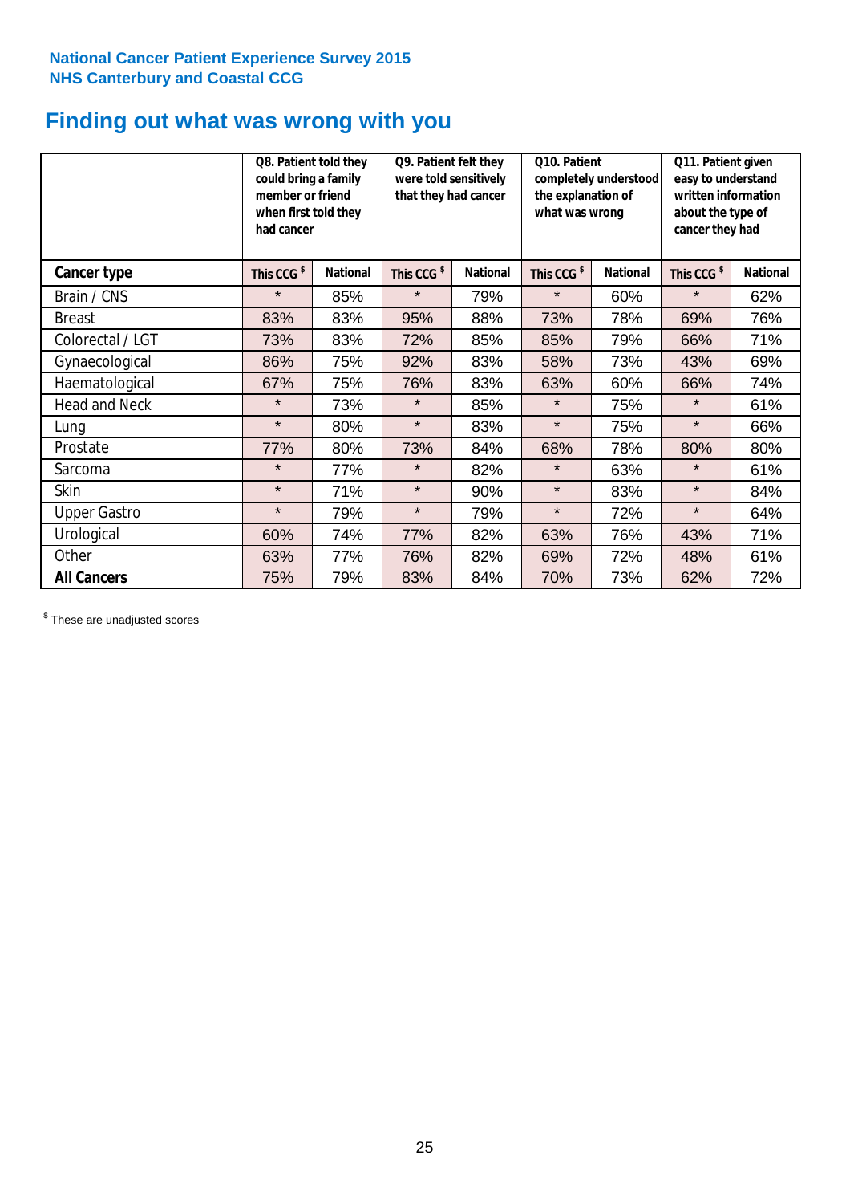**National Cancer Patient Experience Survey 2015**
**NHS Canterbury and Coastal CCG**

# Finding out what was wrong with you

| | Q8. Patient told they could bring a family member or friend when first told they had cancer | | Q9. Patient felt they were told sensitively that they had cancer | | Q10. Patient completely understood the explanation of what was wrong | | Q11. Patient given easy to understand written information about the type of cancer they had | |
|---|---|---|---|---|---|---|---|---|
| **Cancer type** | This CCG $ | National | This CCG $ | National | This CCG $ | National | This CCG $ | National |
| Brain / CNS | * | 85% | * | 79% | * | 60% | * | 62% |
| Breast | 83% | 83% | 95% | 88% | 73% | 78% | 69% | 76% |
| Colorectal / LGT | 73% | 83% | 72% | 85% | 85% | 79% | 66% | 71% |
| Gynaecological | 86% | 75% | 92% | 83% | 58% | 73% | 43% | 69% |
| Haematological | 67% | 75% | 76% | 83% | 63% | 60% | 66% | 74% |
| Head and Neck | * | 73% | * | 85% | * | 75% | * | 61% |
| Lung | * | 80% | * | 83% | * | 75% | * | 66% |
| Prostate | 77% | 80% | 73% | 84% | 68% | 78% | 80% | 80% |
| Sarcoma | * | 77% | * | 82% | * | 63% | * | 61% |
| Skin | * | 71% | * | 90% | * | 83% | * | 84% |
| Upper Gastro | * | 79% | * | 79% | * | 72% | * | 64% |
| Urological | 60% | 74% | 77% | 82% | 63% | 76% | 43% | 71% |
| Other | 63% | 77% | 76% | 82% | 69% | 72% | 48% | 61% |
| **All Cancers** | 75% | 79% | 83% | 84% | 70% | 73% | 62% | 72% |

$ These are unadjusted scores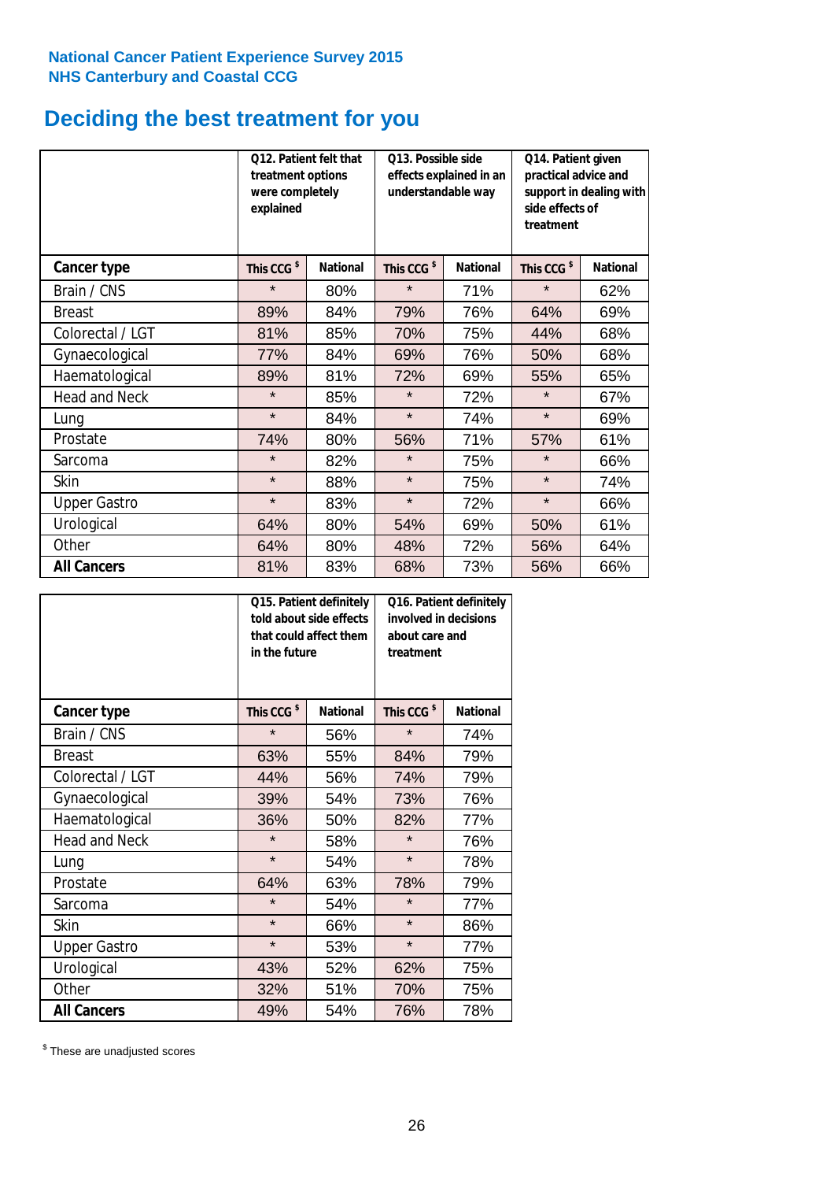National Cancer Patient Experience Survey 2015
NHS Canterbury and Coastal CCG

# Deciding the best treatment for you

| | Q12. Patient felt that treatment options were completely explained | | Q13. Possible side effects explained in an understandable way | | Q14. Patient given practical advice and support in dealing with side effects of treatment | |
|---|---|---|---|---|---|---|
| **Cancer type** | **This CCG $** | **National** | **This CCG $** | **National** | **This CCG $** | **National** |
| Brain / CNS | * | 80% | * | 71% | * | 62% |
| Breast | 89% | 84% | 79% | 76% | 64% | 69% |
| Colorectal / LGT | 81% | 85% | 70% | 75% | 44% | 68% |
| Gynaecological | 77% | 84% | 69% | 76% | 50% | 68% |
| Haematological | 89% | 81% | 72% | 69% | 55% | 65% |
| Head and Neck | * | 85% | * | 72% | * | 67% |
| Lung | * | 84% | * | 74% | * | 69% |
| Prostate | 74% | 80% | 56% | 71% | 57% | 61% |
| Sarcoma | * | 82% | * | 75% | * | 66% |
| Skin | * | 88% | * | 75% | * | 74% |
| Upper Gastro | * | 83% | * | 72% | * | 66% |
| Urological | 64% | 80% | 54% | 69% | 50% | 61% |
| Other | 64% | 80% | 48% | 72% | 56% | 64% |
| **All Cancers** | 81% | 83% | 68% | 73% | 56% | 66% |

| | Q15. Patient definitely told about side effects that could affect them in the future | | Q16. Patient definitely involved in decisions about care and treatment | |
|---|---|---|---|---|
| **Cancer type** | **This CCG $** | **National** | **This CCG $** | **National** |
| Brain / CNS | * | 56% | * | 74% |
| Breast | 63% | 55% | 84% | 79% |
| Colorectal / LGT | 44% | 56% | 74% | 79% |
| Gynaecological | 39% | 54% | 73% | 76% |
| Haematological | 36% | 50% | 82% | 77% |
| Head and Neck | * | 58% | * | 76% |
| Lung | * | 54% | * | 78% |
| Prostate | 64% | 63% | 78% | 79% |
| Sarcoma | * | 54% | * | 77% |
| Skin | * | 66% | * | 86% |
| Upper Gastro | * | 53% | * | 77% |
| Urological | 43% | 52% | 62% | 75% |
| Other | 32% | 51% | 70% | 75% |
| **All Cancers** | 49% | 54% | 76% | 78% |

$ These are unadjusted scores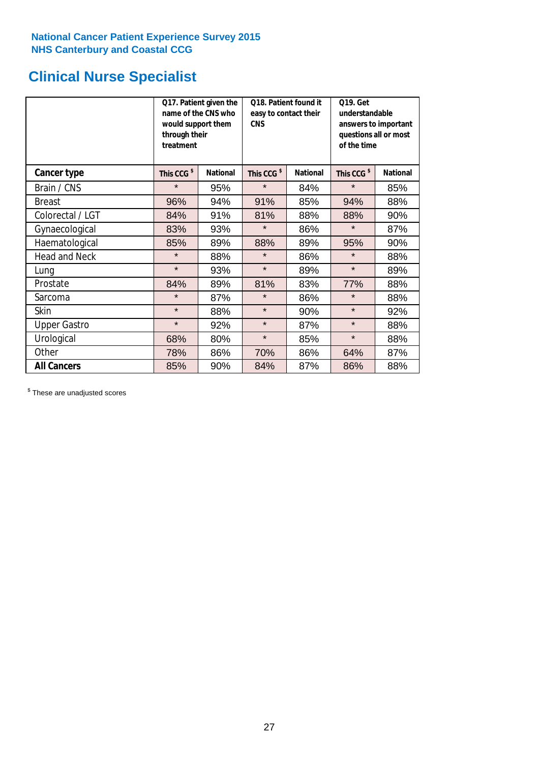National Cancer Patient Experience Survey 2015
NHS Canterbury and Coastal CCG

# Clinical Nurse Specialist

| | Q17. Patient given the name of the CNS who would support them through their treatment | | Q18. Patient found it easy to contact their CNS | | Q19. Get understandable answers to important questions all or most of the time | |
|---|---|---|---|---|---|---|
| **Cancer type** | **This CCG $** | **National** | **This CCG $** | **National** | **This CCG $** | **National** |
| Brain / CNS | * | 95% | * | 84% | * | 85% |
| Breast | 96% | 94% | 91% | 85% | 94% | 88% |
| Colorectal / LGT | 84% | 91% | 81% | 88% | 88% | 90% |
| Gynaecological | 83% | 93% | * | 86% | * | 87% |
| Haematological | 85% | 89% | 88% | 89% | 95% | 90% |
| Head and Neck | * | 88% | * | 86% | * | 88% |
| Lung | * | 93% | * | 89% | * | 89% |
| Prostate | 84% | 89% | 81% | 83% | 77% | 88% |
| Sarcoma | * | 87% | * | 86% | * | 88% |
| Skin | * | 88% | * | 90% | * | 92% |
| Upper Gastro | * | 92% | * | 87% | * | 88% |
| Urological | 68% | 80% | * | 85% | * | 88% |
| Other | 78% | 86% | 70% | 86% | 64% | 87% |
| **All Cancers** | 85% | 90% | 84% | 87% | 86% | 88% |

$ These are unadjusted scores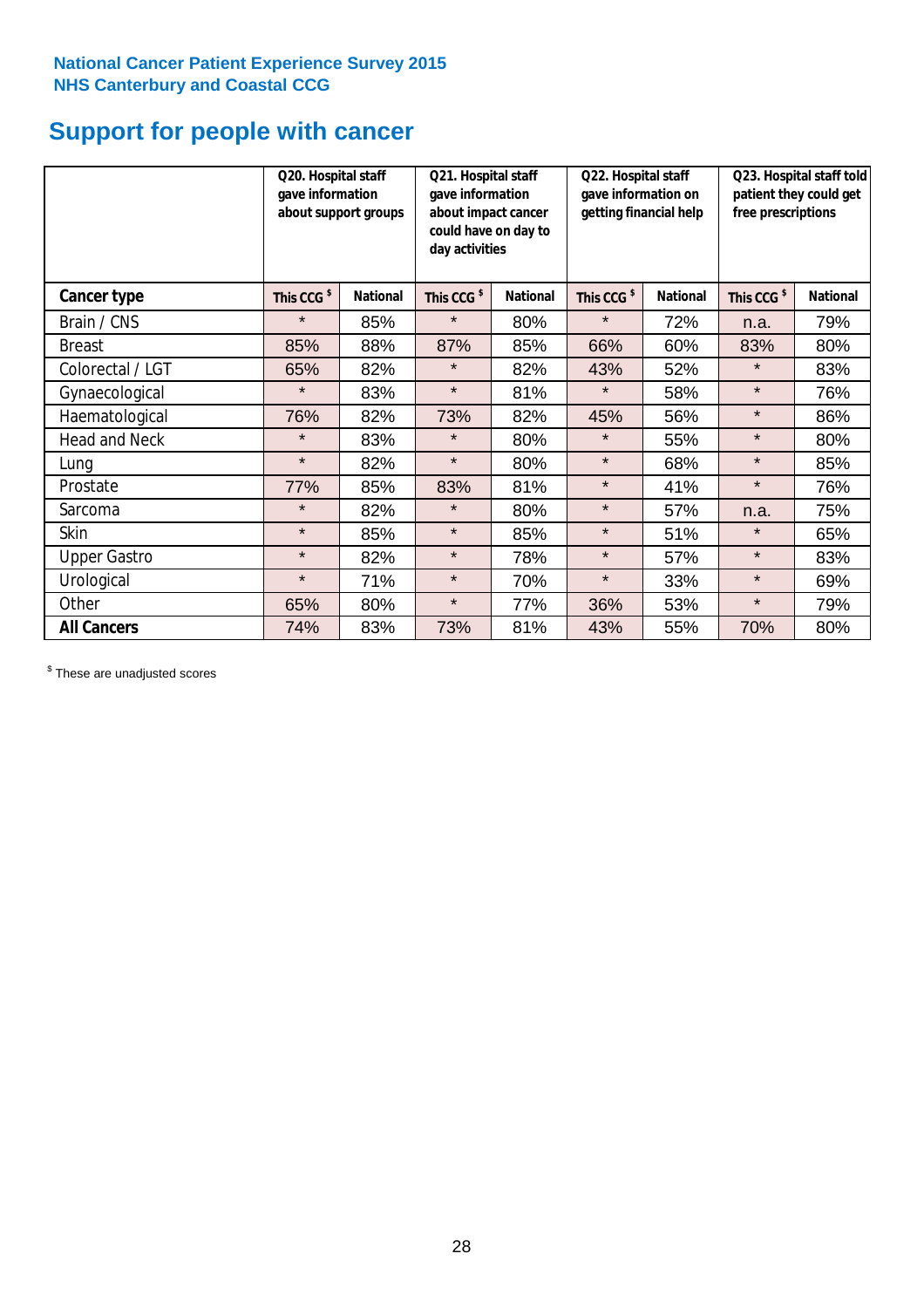National Cancer Patient Experience Survey 2015
NHS Canterbury and Coastal CCG

# Support for people with cancer

| | Q20. Hospital staff gave information about support groups | | Q21. Hospital staff gave information about impact cancer could have on day to day activities | | Q22. Hospital staff gave information on getting financial help | | Q23. Hospital staff told patient they could get free prescriptions | |
|---|---|---|---|---|---|---|---|---|
| **Cancer type** | **This CCG $** | **National** | **This CCG $** | **National** | **This CCG $** | **National** | **This CCG $** | **National** |
| Brain / CNS | * | 85% | * | 80% | * | 72% | n.a. | 79% |
| Breast | 85% | 88% | 87% | 85% | 66% | 60% | 83% | 80% |
| Colorectal / LGT | 65% | 82% | * | 82% | 43% | 52% | * | 83% |
| Gynaecological | * | 83% | * | 81% | * | 58% | * | 76% |
| Haematological | 76% | 82% | 73% | 82% | 45% | 56% | * | 86% |
| Head and Neck | * | 83% | * | 80% | * | 55% | * | 80% |
| Lung | * | 82% | * | 80% | * | 68% | * | 85% |
| Prostate | 77% | 85% | 83% | 81% | * | 41% | * | 76% |
| Sarcoma | * | 82% | * | 80% | * | 57% | n.a. | 75% |
| Skin | * | 85% | * | 85% | * | 51% | * | 65% |
| Upper Gastro | * | 82% | * | 78% | * | 57% | * | 83% |
| Urological | * | 71% | * | 70% | * | 33% | * | 69% |
| Other | 65% | 80% | * | 77% | 36% | 53% | * | 79% |
| **All Cancers** | 74% | 83% | 73% | 81% | 43% | 55% | 70% | 80% |

$ These are unadjusted scores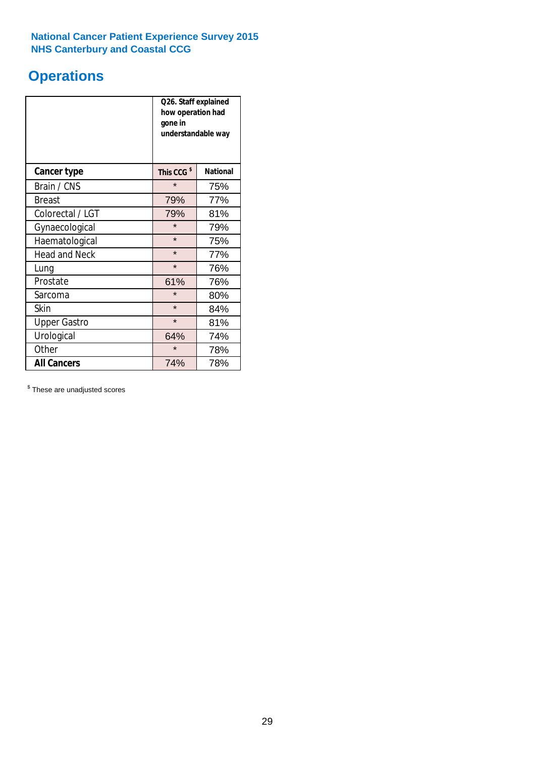National Cancer Patient Experience Survey 2015
NHS Canterbury and Coastal CCG

# Operations

| | Q26. Staff explained how operation had gone in understandable way | |
|---|---|---|
| **Cancer type** | **This CCG $** | **National** |
| Brain / CNS | * | 75% |
| Breast | 79% | 77% |
| Colorectal / LGT | 79% | 81% |
| Gynaecological | * | 79% |
| Haematological | * | 75% |
| Head and Neck | * | 77% |
| Lung | * | 76% |
| Prostate | 61% | 76% |
| Sarcoma | * | 80% |
| Skin | * | 84% |
| Upper Gastro | * | 81% |
| Urological | 64% | 74% |
| Other | * | 78% |
| **All Cancers** | 74% | 78% |

$ These are unadjusted scores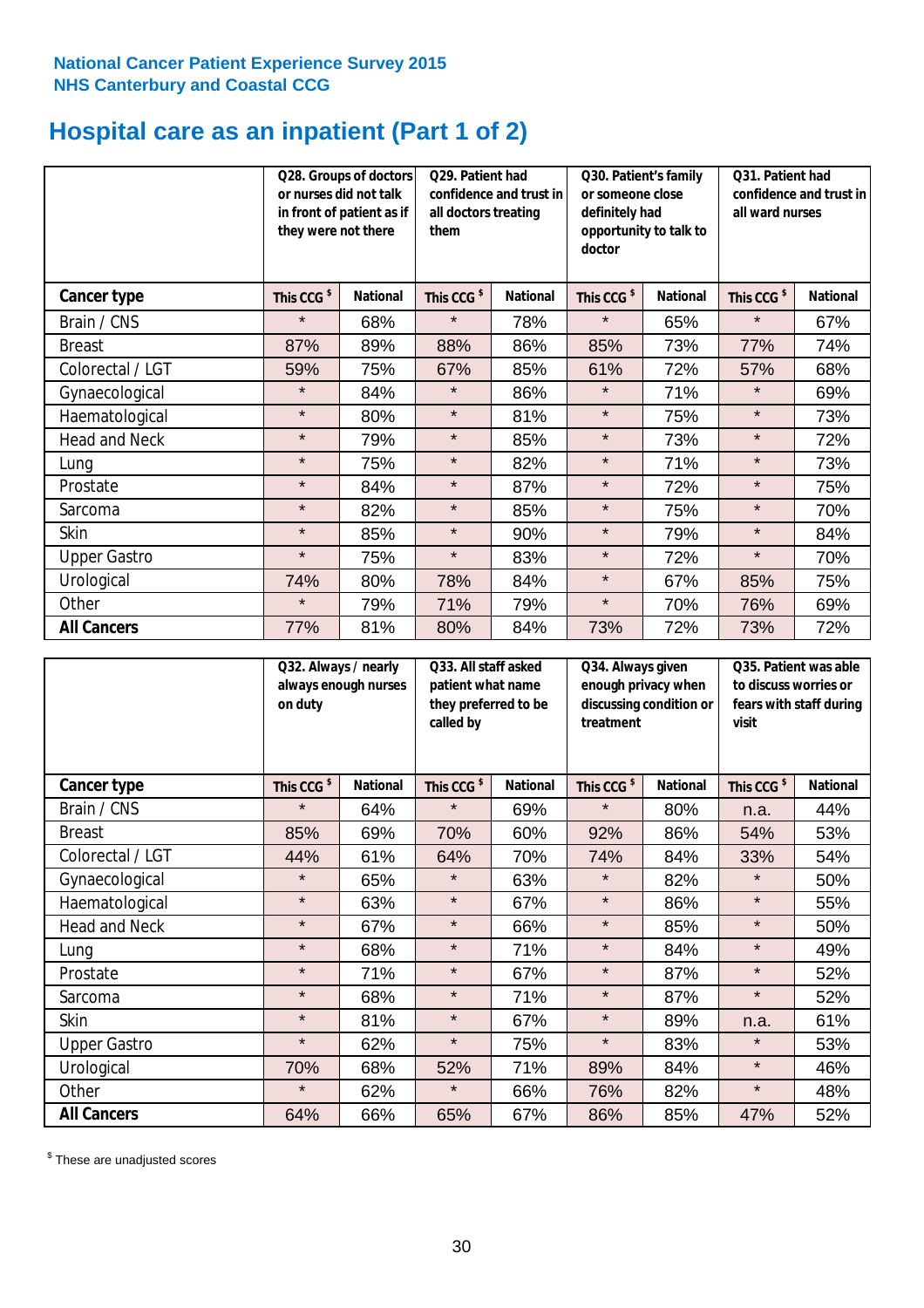**National Cancer Patient Experience Survey 2015**
**NHS Canterbury and Coastal CCG**

# Hospital care as an inpatient (Part 1 of 2)

| | Q28. Groups of doctors or nurses did not talk in front of patient as if they were not there | | Q29. Patient had confidence and trust in all doctors treating them | | Q30. Patient's family or someone close definitely had opportunity to talk to doctor | | Q31. Patient had confidence and trust in all ward nurses | |
|---|---|---|---|---|---|---|---|---|
| **Cancer type** | This CCG $ | National | This CCG $ | National | This CCG $ | National | This CCG $ | National |
| Brain / CNS | * | 68% | * | 78% | * | 65% | * | 67% |
| Breast | 87% | 89% | 88% | 86% | 85% | 73% | 77% | 74% |
| Colorectal / LGT | 59% | 75% | 67% | 85% | 61% | 72% | 57% | 68% |
| Gynaecological | * | 84% | * | 86% | * | 71% | * | 69% |
| Haematological | * | 80% | * | 81% | * | 75% | * | 73% |
| Head and Neck | * | 79% | * | 85% | * | 73% | * | 72% |
| Lung | * | 75% | * | 82% | * | 71% | * | 73% |
| Prostate | * | 84% | * | 87% | * | 72% | * | 75% |
| Sarcoma | * | 82% | * | 85% | * | 75% | * | 70% |
| Skin | * | 85% | * | 90% | * | 79% | * | 84% |
| Upper Gastro | * | 75% | * | 83% | * | 72% | * | 70% |
| Urological | 74% | 80% | 78% | 84% | * | 67% | 85% | 75% |
| Other | * | 79% | 71% | 79% | * | 70% | 76% | 69% |
| **All Cancers** | 77% | 81% | 80% | 84% | 73% | 72% | 73% | 72% |

| | Q32. Always / nearly always enough nurses on duty | | Q33. All staff asked patient what name they preferred to be called by | | Q34. Always given enough privacy when discussing condition or treatment | | Q35. Patient was able to discuss worries or fears with staff during visit | |
|---|---|---|---|---|---|---|---|---|
| **Cancer type** | This CCG $ | National | This CCG $ | National | This CCG $ | National | This CCG $ | National |
| Brain / CNS | * | 64% | * | 69% | * | 80% | n.a. | 44% |
| Breast | 85% | 69% | 70% | 60% | 92% | 86% | 54% | 53% |
| Colorectal / LGT | 44% | 61% | 64% | 70% | 74% | 84% | 33% | 54% |
| Gynaecological | * | 65% | * | 63% | * | 82% | * | 50% |
| Haematological | * | 63% | * | 67% | * | 86% | * | 55% |
| Head and Neck | * | 67% | * | 66% | * | 85% | * | 50% |
| Lung | * | 68% | * | 71% | * | 84% | * | 49% |
| Prostate | * | 71% | * | 67% | * | 87% | * | 52% |
| Sarcoma | * | 68% | * | 71% | * | 87% | * | 52% |
| Skin | * | 81% | * | 67% | * | 89% | n.a. | 61% |
| Upper Gastro | * | 62% | * | 75% | * | 83% | * | 53% |
| Urological | 70% | 68% | 52% | 71% | 89% | 84% | * | 46% |
| Other | * | 62% | * | 66% | 76% | 82% | * | 48% |
| **All Cancers** | 64% | 66% | 65% | 67% | 86% | 85% | 47% | 52% |

$ These are unadjusted scores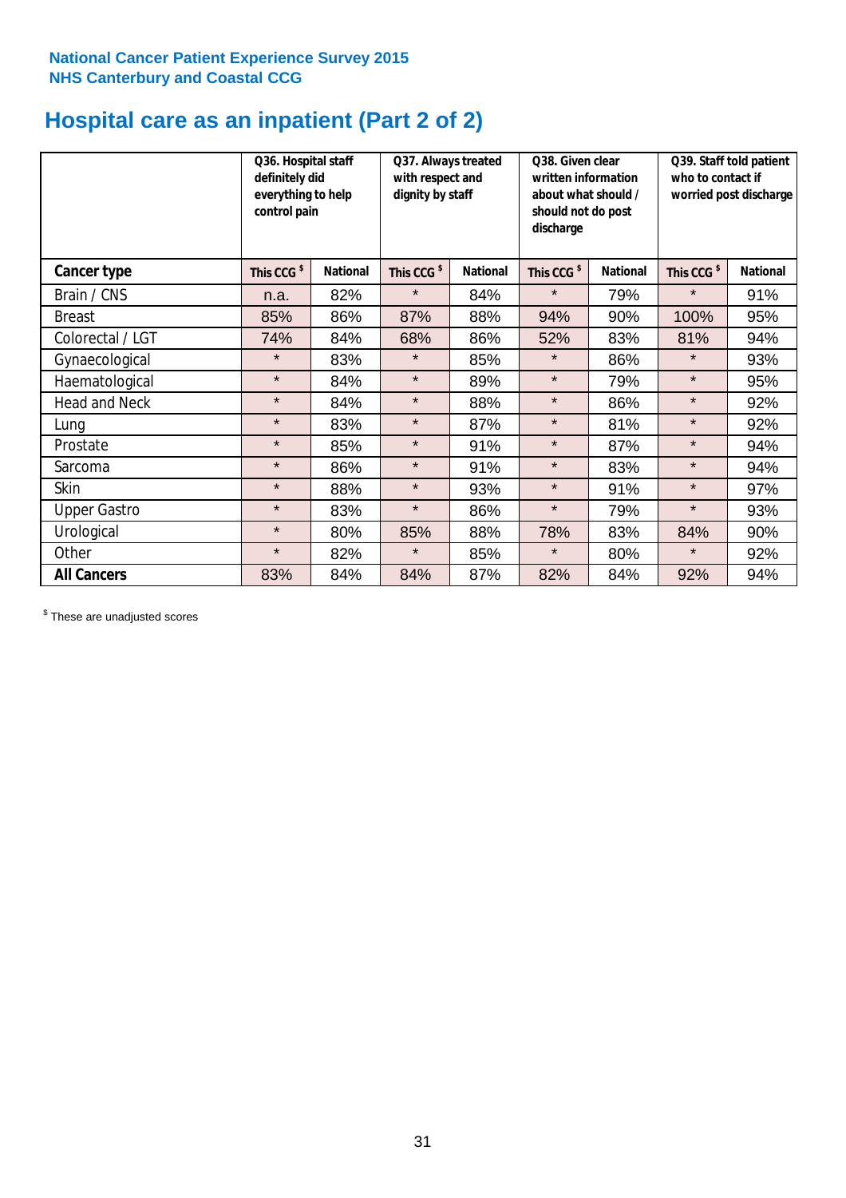**National Cancer Patient Experience Survey 2015**
**NHS Canterbury and Coastal CCG**

# Hospital care as an inpatient (Part 2 of 2)

| | Q36. Hospital staff definitely did everything to help control pain | | Q37. Always treated with respect and dignity by staff | | Q38. Given clear written information about what should / should not do post discharge | | Q39. Staff told patient who to contact if worried post discharge | |
|---|---|---|---|---|---|---|---|---|
| **Cancer type** | **This CCG $** | **National** | **This CCG $** | **National** | **This CCG $** | **National** | **This CCG $** | **National** |
| Brain / CNS | n.a. | 82% | * | 84% | * | 79% | * | 91% |
| Breast | 85% | 86% | 87% | 88% | 94% | 90% | 100% | 95% |
| Colorectal / LGT | 74% | 84% | 68% | 86% | 52% | 83% | 81% | 94% |
| Gynaecological | * | 83% | * | 85% | * | 86% | * | 93% |
| Haematological | * | 84% | * | 89% | * | 79% | * | 95% |
| Head and Neck | * | 84% | * | 88% | * | 86% | * | 92% |
| Lung | * | 83% | * | 87% | * | 81% | * | 92% |
| Prostate | * | 85% | * | 91% | * | 87% | * | 94% |
| Sarcoma | * | 86% | * | 91% | * | 83% | * | 94% |
| Skin | * | 88% | * | 93% | * | 91% | * | 97% |
| Upper Gastro | * | 83% | * | 86% | * | 79% | * | 93% |
| Urological | * | 80% | 85% | 88% | 78% | 83% | 84% | 90% |
| Other | * | 82% | * | 85% | * | 80% | * | 92% |
| **All Cancers** | 83% | 84% | 84% | 87% | 82% | 84% | 92% | 94% |

$ These are unadjusted scores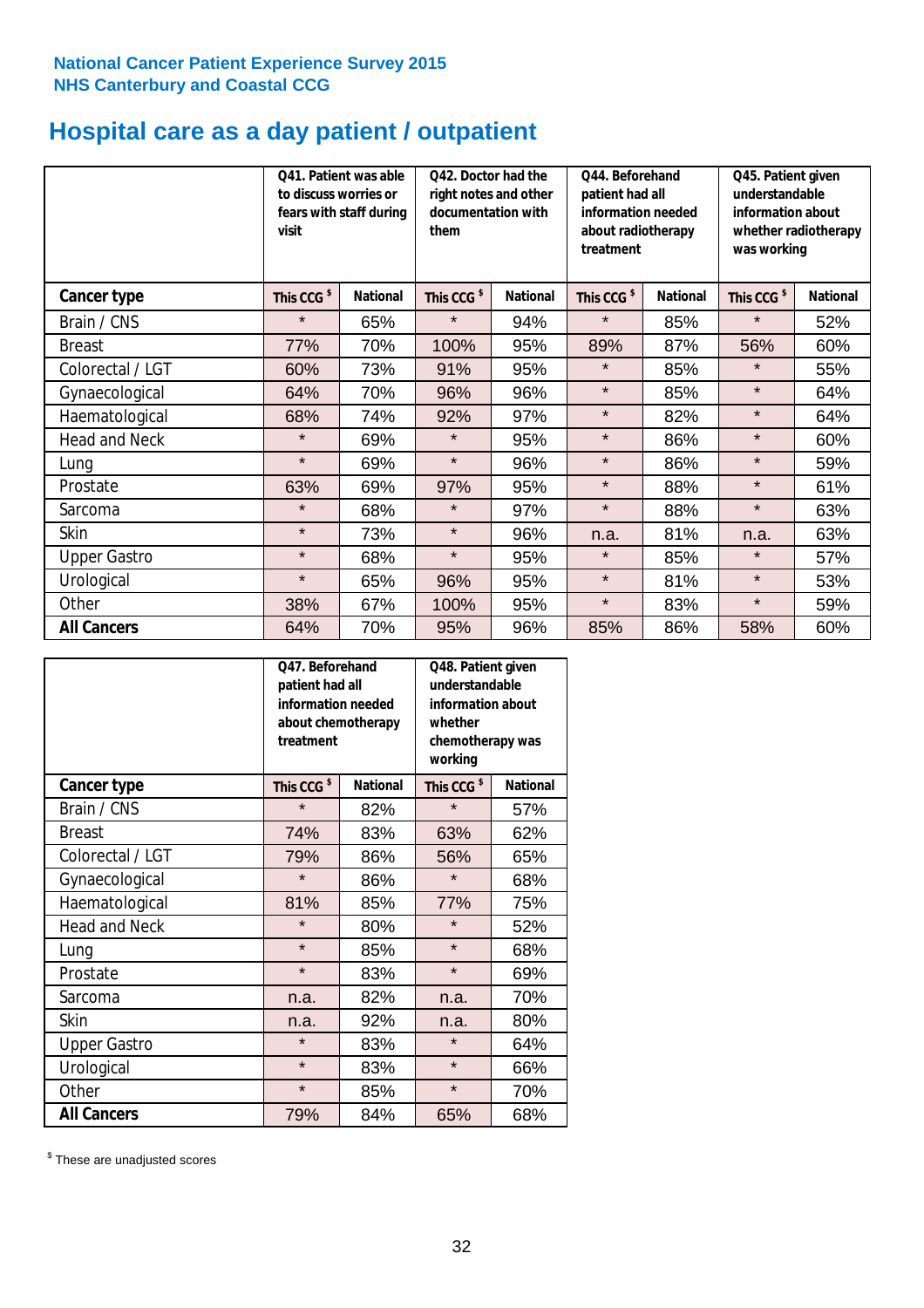National Cancer Patient Experience Survey 2015
NHS Canterbury and Coastal CCG

# Hospital care as a day patient / outpatient

| | Q41. Patient was able to discuss worries or fears with staff during visit | | Q42. Doctor had the right notes and other documentation with them | | Q44. Beforehand patient had all information needed about radiotherapy treatment | | Q45. Patient given understandable information about whether radiotherapy was working | |
|---|---|---|---|---|---|---|---|---|
| **Cancer type** | **This CCG $** | **National** | **This CCG $** | **National** | **This CCG $** | **National** | **This CCG $** | **National** |
| Brain / CNS | * | 65% | * | 94% | * | 85% | * | 52% |
| Breast | 77% | 70% | 100% | 95% | 89% | 87% | 56% | 60% |
| Colorectal / LGT | 60% | 73% | 91% | 95% | * | 85% | * | 55% |
| Gynaecological | 64% | 70% | 96% | 96% | * | 85% | * | 64% |
| Haematological | 68% | 74% | 92% | 97% | * | 82% | * | 64% |
| Head and Neck | * | 69% | * | 95% | * | 86% | * | 60% |
| Lung | * | 69% | * | 96% | * | 86% | * | 59% |
| Prostate | 63% | 69% | 97% | 95% | * | 88% | * | 61% |
| Sarcoma | * | 68% | * | 97% | * | 88% | * | 63% |
| Skin | * | 73% | * | 96% | n.a. | 81% | n.a. | 63% |
| Upper Gastro | * | 68% | * | 95% | * | 85% | * | 57% |
| Urological | * | 65% | 96% | 95% | * | 81% | * | 53% |
| Other | 38% | 67% | 100% | 95% | * | 83% | * | 59% |
| **All Cancers** | 64% | 70% | 95% | 96% | 85% | 86% | 58% | 60% |

| | Q47. Beforehand patient had all information needed about chemotherapy treatment | | Q48. Patient given understandable information about whether chemotherapy was working | |
|---|---|---|---|---|
| **Cancer type** | **This CCG $** | **National** | **This CCG $** | **National** |
| Brain / CNS | * | 82% | * | 57% |
| Breast | 74% | 83% | 63% | 62% |
| Colorectal / LGT | 79% | 86% | 56% | 65% |
| Gynaecological | * | 86% | * | 68% |
| Haematological | 81% | 85% | 77% | 75% |
| Head and Neck | * | 80% | * | 52% |
| Lung | * | 85% | * | 68% |
| Prostate | * | 83% | * | 69% |
| Sarcoma | n.a. | 82% | n.a. | 70% |
| Skin | n.a. | 92% | n.a. | 80% |
| Upper Gastro | * | 83% | * | 64% |
| Urological | * | 83% | * | 66% |
| Other | * | 85% | * | 70% |
| **All Cancers** | 79% | 84% | 65% | 68% |

$ These are unadjusted scores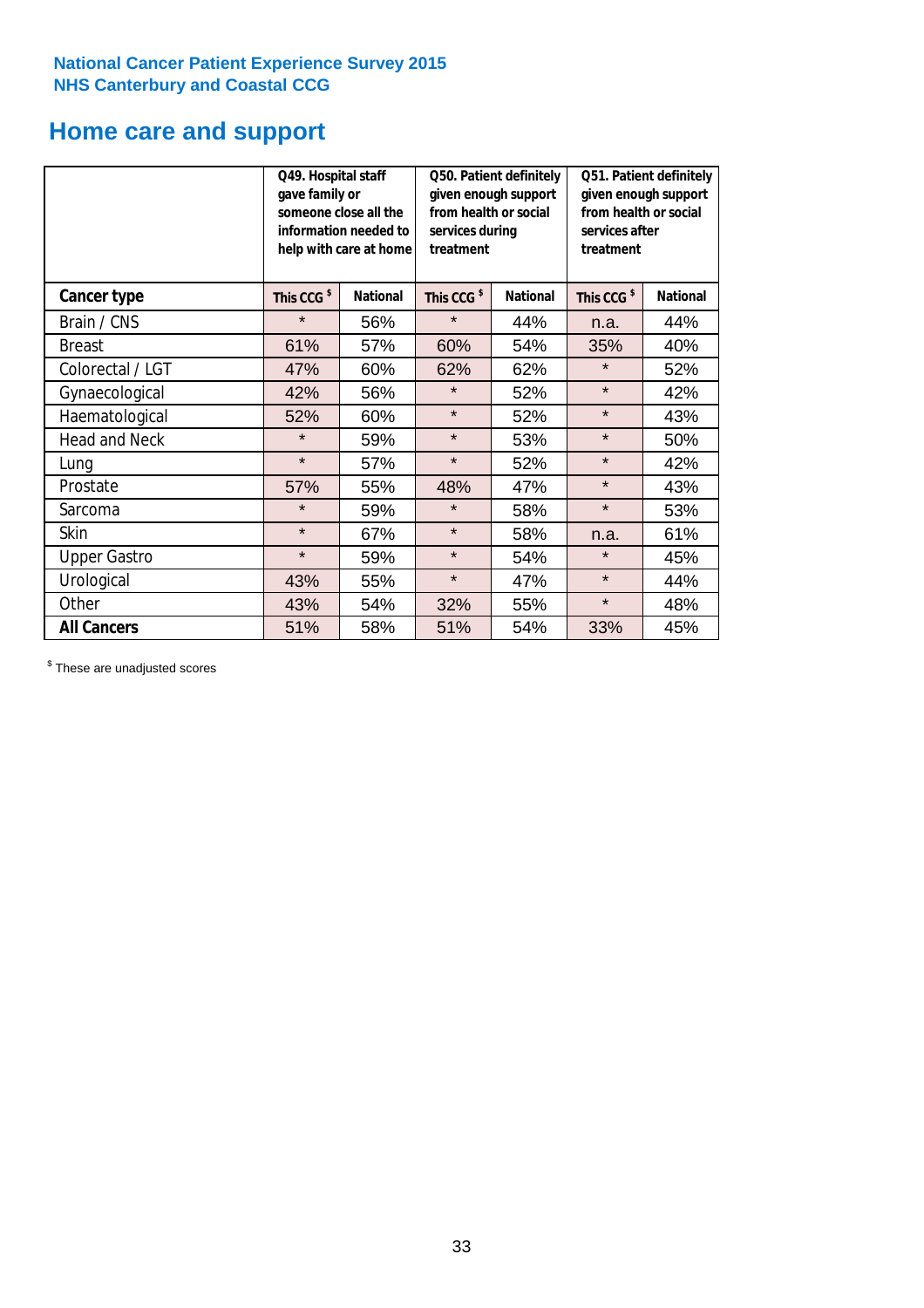**National Cancer Patient Experience Survey 2015**
**NHS Canterbury and Coastal CCG**

# Home care and support

| | Q49. Hospital staff gave family or someone close all the information needed to help with care at home | | Q50. Patient definitely given enough support from health or social services during treatment | | Q51. Patient definitely given enough support from health or social services after treatment | |
|---|---|---|---|---|---|---|
| **Cancer type** | This CCG $ | National | This CCG $ | National | This CCG $ | National |
| Brain / CNS | * | 56% | * | 44% | n.a. | 44% |
| Breast | 61% | 57% | 60% | 54% | 35% | 40% |
| Colorectal / LGT | 47% | 60% | 62% | 62% | * | 52% |
| Gynaecological | 42% | 56% | * | 52% | * | 42% |
| Haematological | 52% | 60% | * | 52% | * | 43% |
| Head and Neck | * | 59% | * | 53% | * | 50% |
| Lung | * | 57% | * | 52% | * | 42% |
| Prostate | 57% | 55% | 48% | 47% | * | 43% |
| Sarcoma | * | 59% | * | 58% | * | 53% |
| Skin | * | 67% | * | 58% | n.a. | 61% |
| Upper Gastro | * | 59% | * | 54% | * | 45% |
| Urological | 43% | 55% | * | 47% | * | 44% |
| Other | 43% | 54% | 32% | 55% | * | 48% |
| **All Cancers** | 51% | 58% | 51% | 54% | 33% | 45% |

$ These are unadjusted scores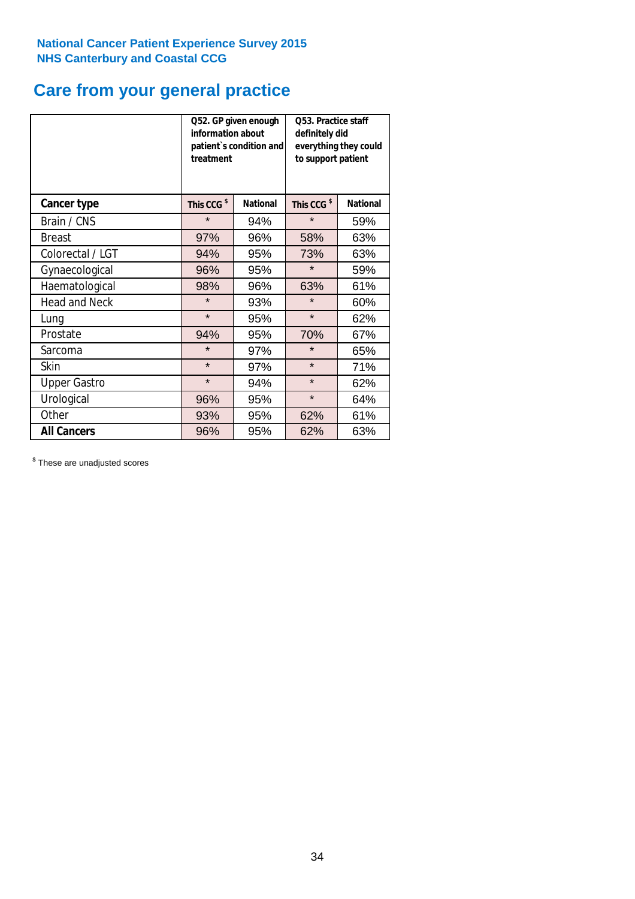**National Cancer Patient Experience Survey 2015**
**NHS Canterbury and Coastal CCG**

# Care from your general practice

| | Q52. GP given enough information about patient`s condition and treatment | | Q53. Practice staff definitely did everything they could to support patient | |
|---|---|---|---|---|
| **Cancer type** | **This CCG $** | **National** | **This CCG $** | **National** |
| Brain / CNS | * | 94% | * | 59% |
| Breast | 97% | 96% | 58% | 63% |
| Colorectal / LGT | 94% | 95% | 73% | 63% |
| Gynaecological | 96% | 95% | * | 59% |
| Haematological | 98% | 96% | 63% | 61% |
| Head and Neck | * | 93% | * | 60% |
| Lung | * | 95% | * | 62% |
| Prostate | 94% | 95% | 70% | 67% |
| Sarcoma | * | 97% | * | 65% |
| Skin | * | 97% | * | 71% |
| Upper Gastro | * | 94% | * | 62% |
| Urological | 96% | 95% | * | 64% |
| Other | 93% | 95% | 62% | 61% |
| **All Cancers** | 96% | 95% | 62% | 63% |

$ These are unadjusted scores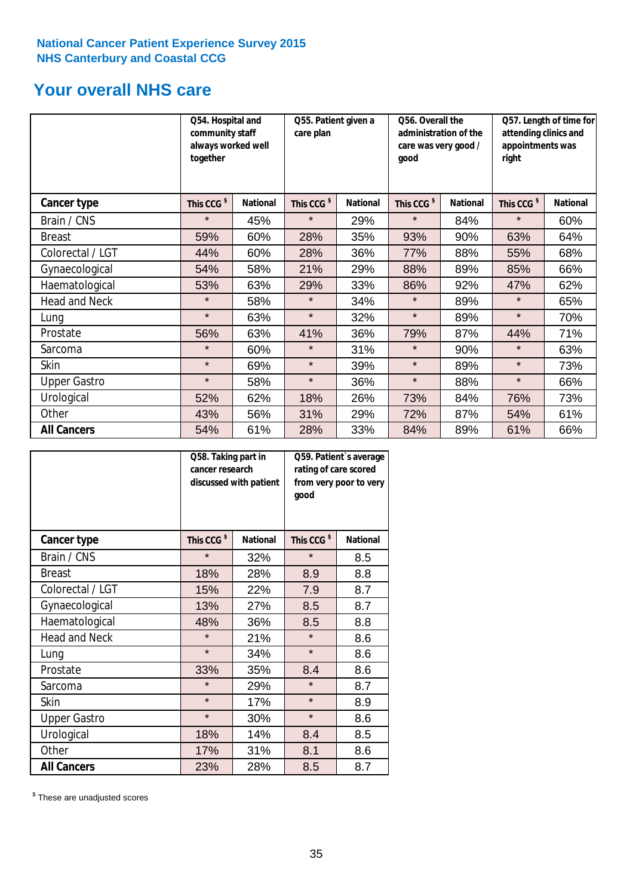National Cancer Patient Experience Survey 2015
NHS Canterbury and Coastal CCG

# Your overall NHS care

| | Q54. Hospital and community staff always worked well together | | Q55. Patient given a care plan | | Q56. Overall the administration of the care was very good / good | | Q57. Length of time for attending clinics and appointments was right | |
|---|---|---|---|---|---|---|---|---|
| **Cancer type** | **This CCG [$]** | **National** | **This CCG [$]** | **National** | **This CCG [$]** | **National** | **This CCG [$]** | **National** |
| Brain / CNS | * | 45% | * | 29% | * | 84% | * | 60% |
| Breast | 59% | 60% | 28% | 35% | 93% | 90% | 63% | 64% |
| Colorectal / LGT | 44% | 60% | 28% | 36% | 77% | 88% | 55% | 68% |
| Gynaecological | 54% | 58% | 21% | 29% | 88% | 89% | 85% | 66% |
| Haematological | 53% | 63% | 29% | 33% | 86% | 92% | 47% | 62% |
| Head and Neck | * | 58% | * | 34% | * | 89% | * | 65% |
| Lung | * | 63% | * | 32% | * | 89% | * | 70% |
| Prostate | 56% | 63% | 41% | 36% | 79% | 87% | 44% | 71% |
| Sarcoma | * | 60% | * | 31% | * | 90% | * | 63% |
| Skin | * | 69% | * | 39% | * | 89% | * | 73% |
| Upper Gastro | * | 58% | * | 36% | * | 88% | * | 66% |
| Urological | 52% | 62% | 18% | 26% | 73% | 84% | 76% | 73% |
| Other | 43% | 56% | 31% | 29% | 72% | 87% | 54% | 61% |
| **All Cancers** | 54% | 61% | 28% | 33% | 84% | 89% | 61% | 66% |

| | Q58. Taking part in cancer research discussed with patient | | Q59. Patient`s average rating of care scored from very poor to very good | |
|---|---|---|---|---|
| **Cancer type** | **This CCG [$]** | **National** | **This CCG [$]** | **National** |
| Brain / CNS | * | 32% | * | 8.5 |
| Breast | 18% | 28% | 8.9 | 8.8 |
| Colorectal / LGT | 15% | 22% | 7.9 | 8.7 |
| Gynaecological | 13% | 27% | 8.5 | 8.7 |
| Haematological | 48% | 36% | 8.5 | 8.8 |
| Head and Neck | * | 21% | * | 8.6 |
| Lung | * | 34% | * | 8.6 |
| Prostate | 33% | 35% | 8.4 | 8.6 |
| Sarcoma | * | 29% | * | 8.7 |
| Skin | * | 17% | * | 8.9 |
| Upper Gastro | * | 30% | * | 8.6 |
| Urological | 18% | 14% | 8.4 | 8.5 |
| Other | 17% | 31% | 8.1 | 8.6 |
| **All Cancers** | 23% | 28% | 8.5 | 8.7 |

[$] These are unadjusted scores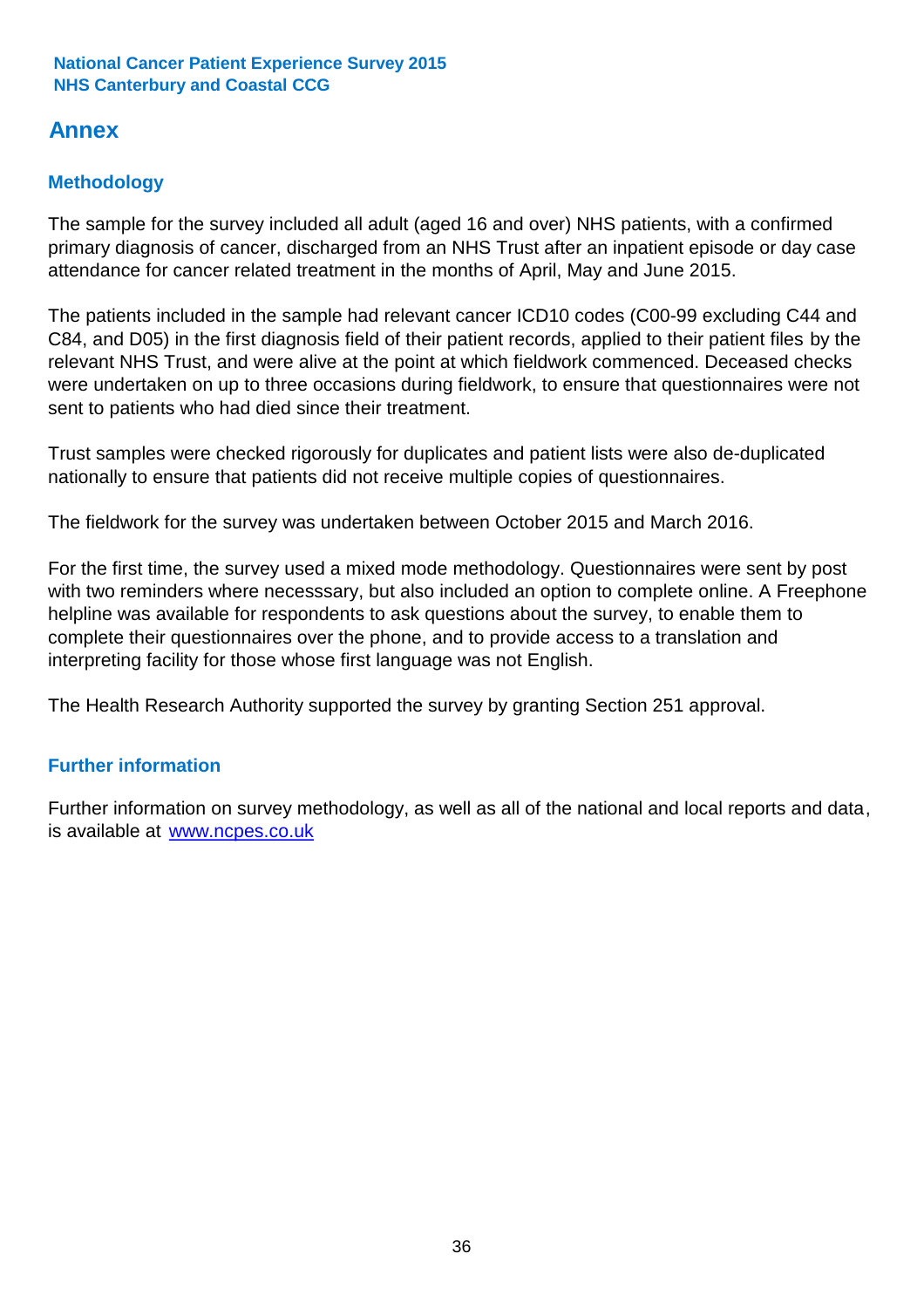# Annex

## Methodology

The sample for the survey included all adult (aged 16 and over) NHS patients, with a confirmed primary diagnosis of cancer, discharged from an NHS Trust after an inpatient episode or day case attendance for cancer related treatment in the months of April, May and June 2015.

The patients included in the sample had relevant cancer ICD10 codes (C00-99 excluding C44 and C84, and D05) in the first diagnosis field of their patient records, applied to their patient files by the relevant NHS Trust, and were alive at the point at which fieldwork commenced. Deceased checks were undertaken on up to three occasions during fieldwork, to ensure that questionnaires were not sent to patients who had died since their treatment.

Trust samples were checked rigorously for duplicates and patient lists were also de-duplicated nationally to ensure that patients did not receive multiple copies of questionnaires.

The fieldwork for the survey was undertaken between October 2015 and March 2016.

For the first time, the survey used a mixed mode methodology. Questionnaires were sent by post with two reminders where necesssary, but also included an option to complete online. A Freephone helpline was available for respondents to ask questions about the survey, to enable them to complete their questionnaires over the phone, and to provide access to a translation and interpreting facility for those whose first language was not English.

The Health Research Authority supported the survey by granting Section 251 approval.

## Further information

Further information on survey methodology, as well as all of the national and local reports and data, is available at [www.ncpes.co.uk](http://www.ncpes.co.uk)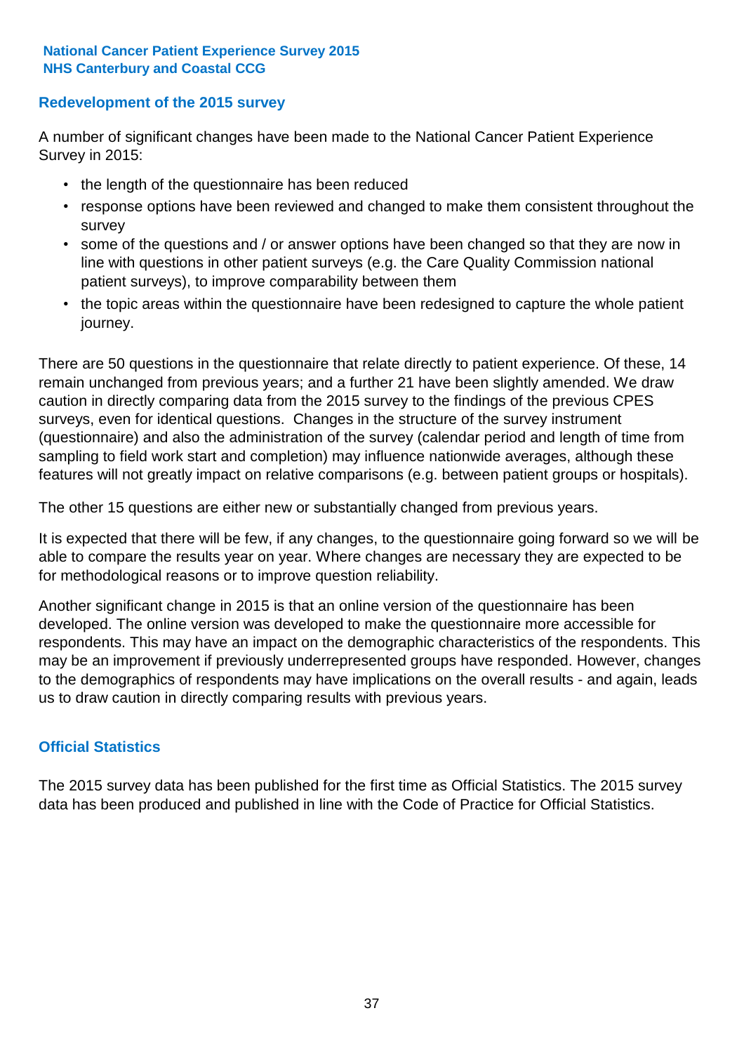# National Cancer Patient Experience Survey 2015
# NHS Canterbury and Coastal CCG

## Redevelopment of the 2015 survey

A number of significant changes have been made to the National Cancer Patient Experience Survey in 2015:

- the length of the questionnaire has been reduced
- response options have been reviewed and changed to make them consistent throughout the survey
- some of the questions and / or answer options have been changed so that they are now in line with questions in other patient surveys (e.g. the Care Quality Commission national patient surveys), to improve comparability between them
- the topic areas within the questionnaire have been redesigned to capture the whole patient journey.

There are 50 questions in the questionnaire that relate directly to patient experience. Of these, 14 remain unchanged from previous years; and a further 21 have been slightly amended. We draw caution in directly comparing data from the 2015 survey to the findings of the previous CPES surveys, even for identical questions. Changes in the structure of the survey instrument (questionnaire) and also the administration of the survey (calendar period and length of time from sampling to field work start and completion) may influence nationwide averages, although these features will not greatly impact on relative comparisons (e.g. between patient groups or hospitals).

The other 15 questions are either new or substantially changed from previous years.

It is expected that there will be few, if any changes, to the questionnaire going forward so we will be able to compare the results year on year. Where changes are necessary they are expected to be for methodological reasons or to improve question reliability.

Another significant change in 2015 is that an online version of the questionnaire has been developed. The online version was developed to make the questionnaire more accessible for respondents. This may have an impact on the demographic characteristics of the respondents. This may be an improvement if previously underrepresented groups have responded. However, changes to the demographics of respondents may have implications on the overall results - and again, leads us to draw caution in directly comparing results with previous years.

## Official Statistics

The 2015 survey data has been published for the first time as Official Statistics. The 2015 survey data has been produced and published in line with the Code of Practice for Official Statistics.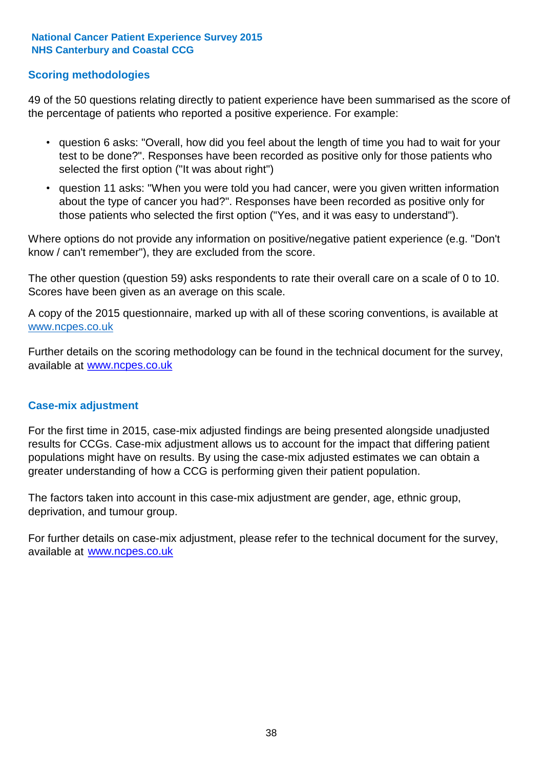## Scoring methodologies

49 of the 50 questions relating directly to patient experience have been summarised as the score of the percentage of patients who reported a positive experience. For example:

- question 6 asks: "Overall, how did you feel about the length of time you had to wait for your test to be done?". Responses have been recorded as positive only for those patients who selected the first option ("It was about right")
- question 11 asks: "When you were told you had cancer, were you given written information about the type of cancer you had?". Responses have been recorded as positive only for those patients who selected the first option ("Yes, and it was easy to understand").

Where options do not provide any information on positive/negative patient experience (e.g. "Don't know / can't remember"), they are excluded from the score.

The other question (question 59) asks respondents to rate their overall care on a scale of 0 to 10. Scores have been given as an average on this scale.

A copy of the 2015 questionnaire, marked up with all of these scoring conventions, is available at www.ncpes.co.uk

Further details on the scoring methodology can be found in the technical document for the survey, available at www.ncpes.co.uk

## Case-mix adjustment

For the first time in 2015, case-mix adjusted findings are being presented alongside unadjusted results for CCGs. Case-mix adjustment allows us to account for the impact that differing patient populations might have on results. By using the case-mix adjusted estimates we can obtain a greater understanding of how a CCG is performing given their patient population.

The factors taken into account in this case-mix adjustment are gender, age, ethnic group, deprivation, and tumour group.

For further details on case-mix adjustment, please refer to the technical document for the survey, available at www.ncpes.co.uk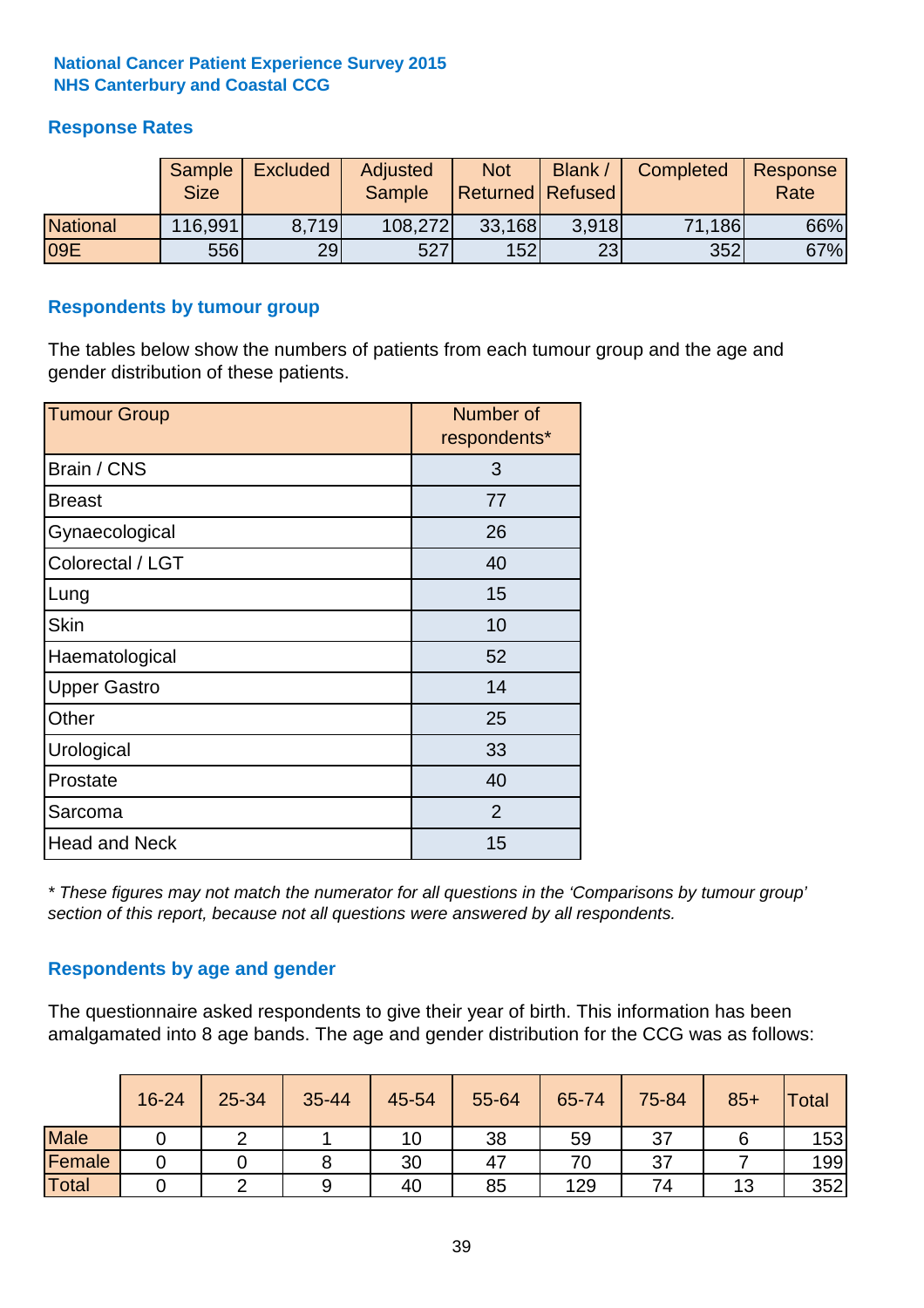**National Cancer Patient Experience Survey 2015**
**NHS Canterbury and Coastal CCG**

## Response Rates

| | Sample Size | Excluded | Adjusted Sample | Not Returned | Blank / Refused | Completed | Response Rate |
|---|---|---|---|---|---|---|---|
| National | 116,991 | 8,719 | 108,272 | 33,168 | 3,918 | 71,186 | 66% |
| 09E | 556 | 29 | 527 | 152 | 23 | 352 | 67% |

## Respondents by tumour group

The tables below show the numbers of patients from each tumour group and the age and gender distribution of these patients.

| Tumour Group | Number of respondents* |
|---|---|
| Brain / CNS | 3 |
| Breast | 77 |
| Gynaecological | 26 |
| Colorectal / LGT | 40 |
| Lung | 15 |
| Skin | 10 |
| Haematological | 52 |
| Upper Gastro | 14 |
| Other | 25 |
| Urological | 33 |
| Prostate | 40 |
| Sarcoma | 2 |
| Head and Neck | 15 |

*\* These figures may not match the numerator for all questions in the 'Comparisons by tumour group' section of this report, because not all questions were answered by all respondents.*

## Respondents by age and gender

The questionnaire asked respondents to give their year of birth. This information has been amalgamated into 8 age bands. The age and gender distribution for the CCG was as follows:

| | 16-24 | 25-34 | 35-44 | 45-54 | 55-64 | 65-74 | 75-84 | 85+ | Total |
|---|---|---|---|---|---|---|---|---|---|
| Male | 0 | 2 | 1 | 10 | 38 | 59 | 37 | 6 | 153 |
| Female | 0 | 0 | 8 | 30 | 47 | 70 | 37 | 7 | 199 |
| Total | 0 | 2 | 9 | 40 | 85 | 129 | 74 | 13 | 352 |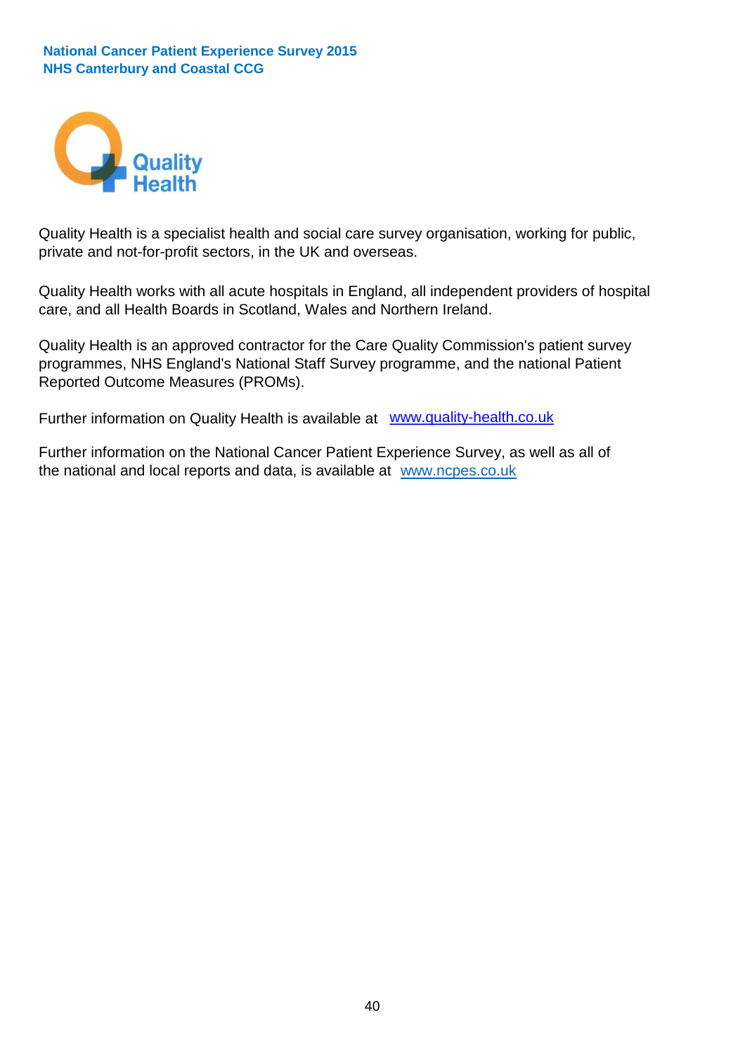Quality Health is a specialist health and social care survey organisation, working for public, private and not-for-profit sectors, in the UK and overseas.

Quality Health works with all acute hospitals in England, all independent providers of hospital care, and all Health Boards in Scotland, Wales and Northern Ireland.

Quality Health is an approved contractor for the Care Quality Commission's patient survey programmes, NHS England's National Staff Survey programme, and the national Patient Reported Outcome Measures (PROMs).

Further information on Quality Health is available at [www.quality-health.co.uk](http://www.quality-health.co.uk)

Further information on the National Cancer Patient Experience Survey, as well as all of the national and local reports and data, is available at [www.ncpes.co.uk](http://www.ncpes.co.uk)